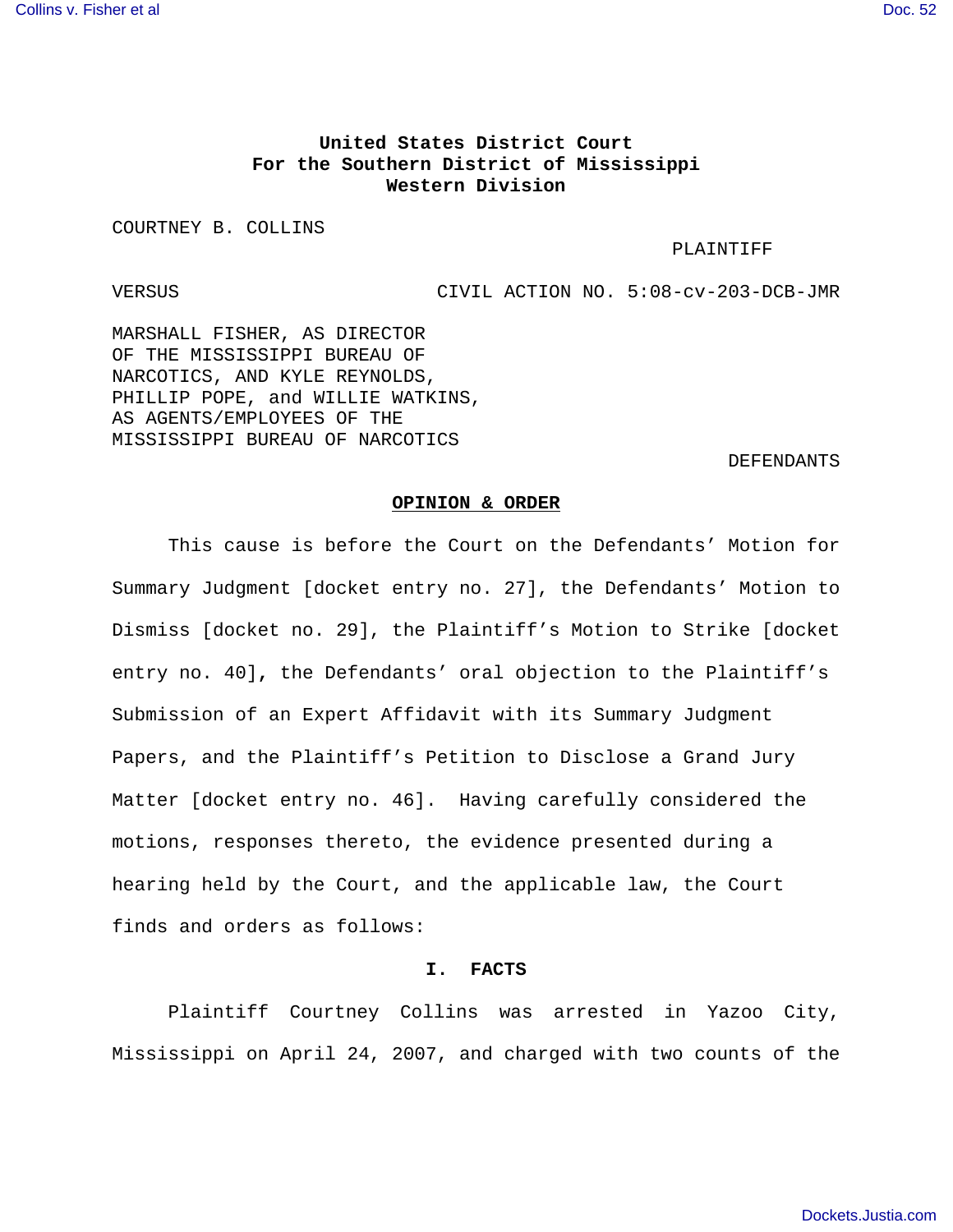**United States District Court**
**For the Southern District of Mississippi**
**Western Division**

COURTNEY B. COLLINS

PLAINTIFF

VERSUS CIVIL ACTION NO. 5:08-cv-203-DCB-JMR

MARSHALL FISHER, AS DIRECTOR OF THE MISSISSIPPI BUREAU OF NARCOTICS, AND KYLE REYNOLDS, PHILLIP POPE, and WILLIE WATKINS, AS AGENTS/EMPLOYEES OF THE MISSISSIPPI BUREAU OF NARCOTICS

DEFENDANTS

**OPINION & ORDER**

This cause is before the Court on the Defendants' Motion for Summary Judgment [docket entry no. 27], the Defendants' Motion to Dismiss [docket no. 29], the Plaintiff's Motion to Strike [docket entry no. 40], the Defendants' oral objection to the Plaintiff's Submission of an Expert Affidavit with its Summary Judgment Papers, and the Plaintiff's Petition to Disclose a Grand Jury Matter [docket entry no. 46]. Having carefully considered the motions, responses thereto, the evidence presented during a hearing held by the Court, and the applicable law, the Court finds and orders as follows:

**I. FACTS**

Plaintiff Courtney Collins was arrested in Yazoo City, Mississippi on April 24, 2007, and charged with two counts of the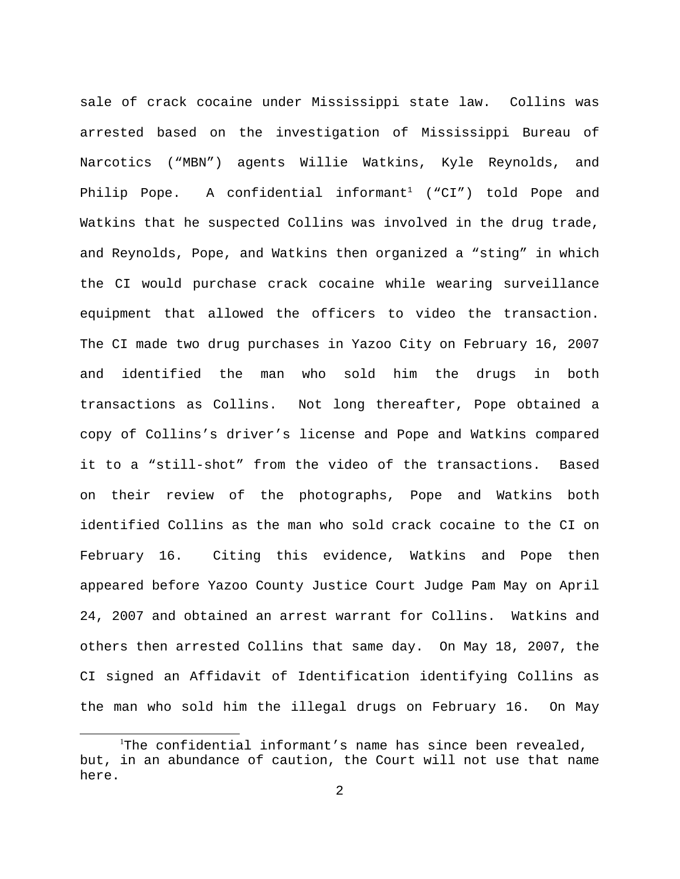sale of crack cocaine under Mississippi state law. Collins was arrested based on the investigation of Mississippi Bureau of Narcotics ("MBN") agents Willie Watkins, Kyle Reynolds, and Philip Pope. A confidential informant[1] ("CI") told Pope and Watkins that he suspected Collins was involved in the drug trade, and Reynolds, Pope, and Watkins then organized a "sting" in which the CI would purchase crack cocaine while wearing surveillance equipment that allowed the officers to video the transaction. The CI made two drug purchases in Yazoo City on February 16, 2007 and identified the man who sold him the drugs in both transactions as Collins. Not long thereafter, Pope obtained a copy of Collins's driver's license and Pope and Watkins compared it to a "still-shot" from the video of the transactions. Based on their review of the photographs, Pope and Watkins both identified Collins as the man who sold crack cocaine to the CI on February 16. Citing this evidence, Watkins and Pope then appeared before Yazoo County Justice Court Judge Pam May on April 24, 2007 and obtained an arrest warrant for Collins. Watkins and others then arrested Collins that same day. On May 18, 2007, the CI signed an Affidavit of Identification identifying Collins as the man who sold him the illegal drugs on February 16. On May

[1] The confidential informant's name has since been revealed, but, in an abundance of caution, the Court will not use that name here.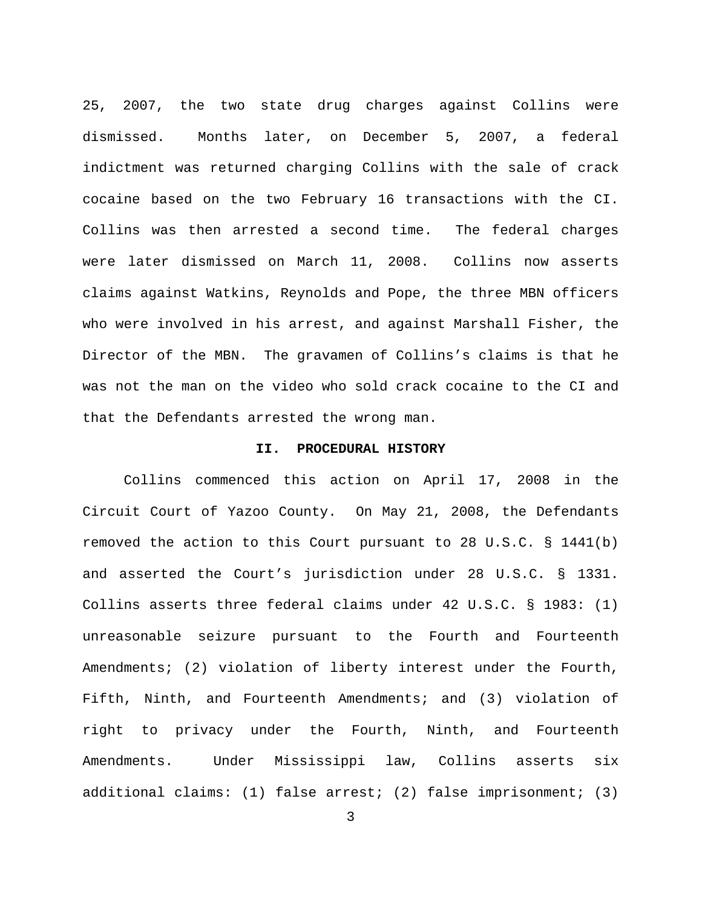25, 2007, the two state drug charges against Collins were dismissed. Months later, on December 5, 2007, a federal indictment was returned charging Collins with the sale of crack cocaine based on the two February 16 transactions with the CI. Collins was then arrested a second time. The federal charges were later dismissed on March 11, 2008. Collins now asserts claims against Watkins, Reynolds and Pope, the three MBN officers who were involved in his arrest, and against Marshall Fisher, the Director of the MBN. The gravamen of Collins's claims is that he was not the man on the video who sold crack cocaine to the CI and that the Defendants arrested the wrong man.

## II. PROCEDURAL HISTORY

Collins commenced this action on April 17, 2008 in the Circuit Court of Yazoo County. On May 21, 2008, the Defendants removed the action to this Court pursuant to 28 U.S.C. § 1441(b) and asserted the Court's jurisdiction under 28 U.S.C. § 1331. Collins asserts three federal claims under 42 U.S.C. § 1983: (1) unreasonable seizure pursuant to the Fourth and Fourteenth Amendments; (2) violation of liberty interest under the Fourth, Fifth, Ninth, and Fourteenth Amendments; and (3) violation of right to privacy under the Fourth, Ninth, and Fourteenth Amendments. Under Mississippi law, Collins asserts six additional claims: (1) false arrest; (2) false imprisonment; (3)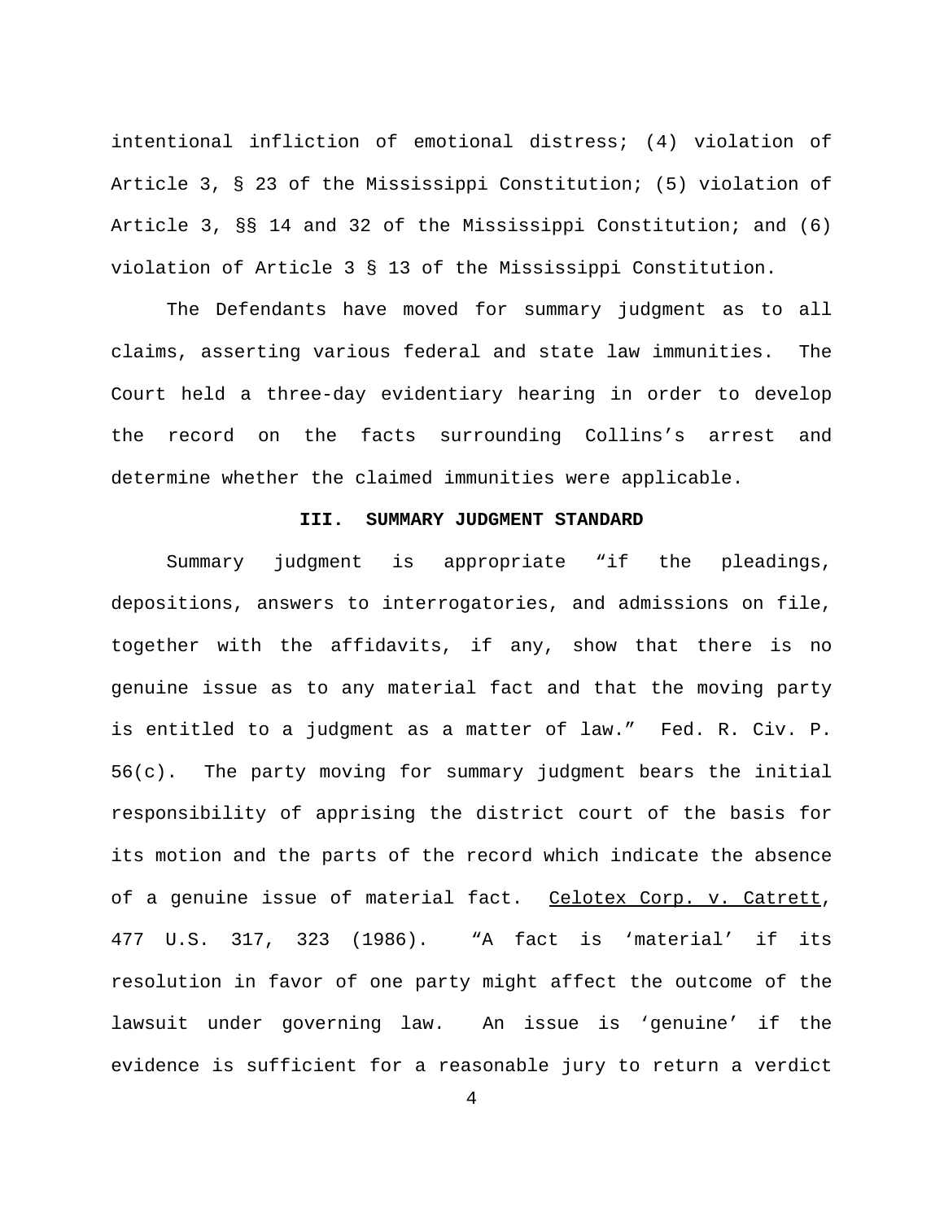intentional infliction of emotional distress; (4) violation of Article 3, § 23 of the Mississippi Constitution; (5) violation of Article 3, §§ 14 and 32 of the Mississippi Constitution; and (6) violation of Article 3 § 13 of the Mississippi Constitution.

The Defendants have moved for summary judgment as to all claims, asserting various federal and state law immunities. The Court held a three-day evidentiary hearing in order to develop the record on the facts surrounding Collins's arrest and determine whether the claimed immunities were applicable.

## III. SUMMARY JUDGMENT STANDARD

Summary judgment is appropriate "if the pleadings, depositions, answers to interrogatories, and admissions on file, together with the affidavits, if any, show that there is no genuine issue as to any material fact and that the moving party is entitled to a judgment as a matter of law." Fed. R. Civ. P. 56(c). The party moving for summary judgment bears the initial responsibility of apprising the district court of the basis for its motion and the parts of the record which indicate the absence of a genuine issue of material fact. Celotex Corp. v. Catrett, 477 U.S. 317, 323 (1986). "A fact is 'material' if its resolution in favor of one party might affect the outcome of the lawsuit under governing law. An issue is 'genuine' if the evidence is sufficient for a reasonable jury to return a verdict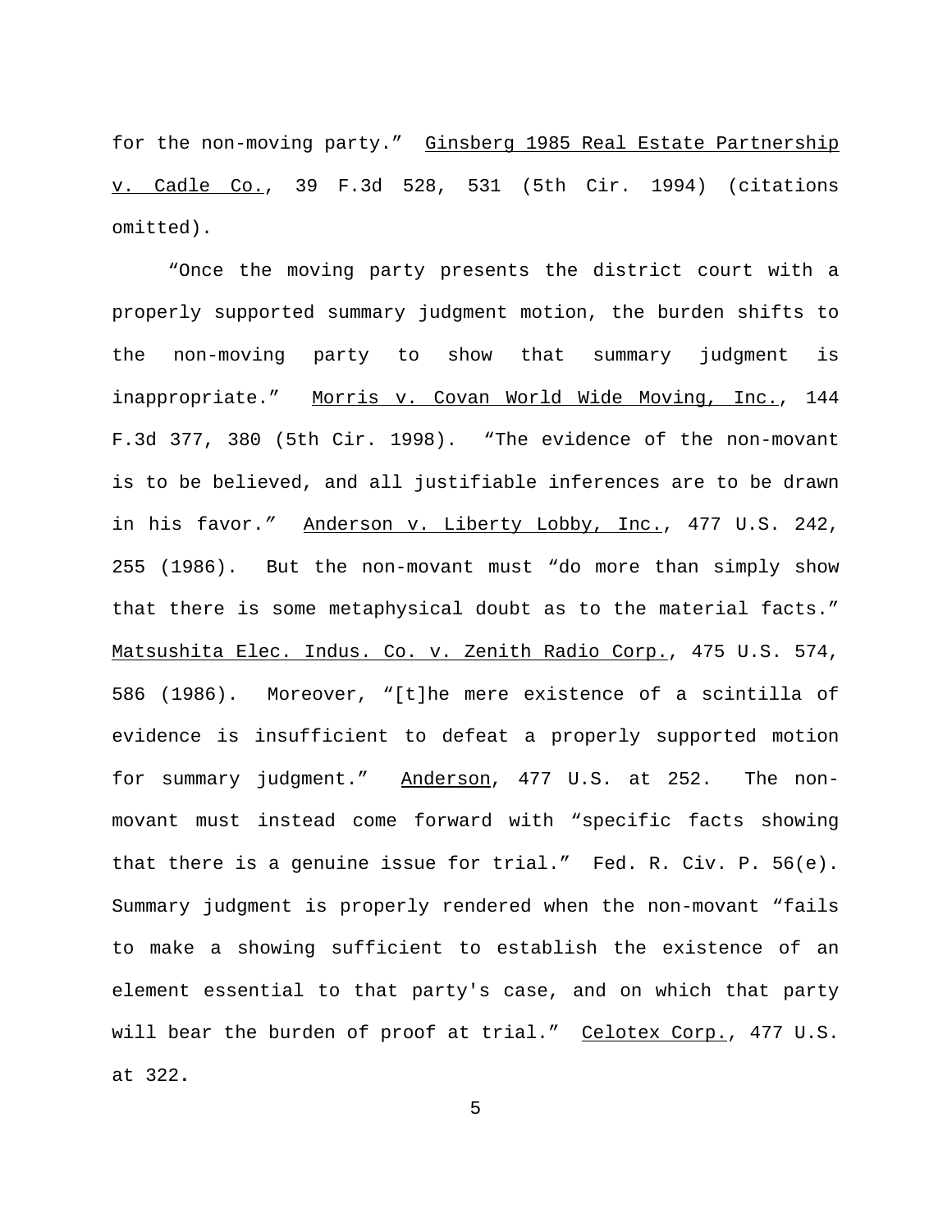for the non-moving party." Ginsberg 1985 Real Estate Partnership v. Cadle Co., 39 F.3d 528, 531 (5th Cir. 1994) (citations omitted).

"Once the moving party presents the district court with a properly supported summary judgment motion, the burden shifts to the non-moving party to show that summary judgment is inappropriate." Morris v. Covan World Wide Moving, Inc., 144 F.3d 377, 380 (5th Cir. 1998). "The evidence of the non-movant is to be believed, and all justifiable inferences are to be drawn in his favor." Anderson v. Liberty Lobby, Inc., 477 U.S. 242, 255 (1986). But the non-movant must "do more than simply show that there is some metaphysical doubt as to the material facts." Matsushita Elec. Indus. Co. v. Zenith Radio Corp., 475 U.S. 574, 586 (1986). Moreover, "[t]he mere existence of a scintilla of evidence is insufficient to defeat a properly supported motion for summary judgment." Anderson, 477 U.S. at 252. The non-movant must instead come forward with "specific facts showing that there is a genuine issue for trial." Fed. R. Civ. P. 56(e). Summary judgment is properly rendered when the non-movant "fails to make a showing sufficient to establish the existence of an element essential to that party's case, and on which that party will bear the burden of proof at trial." Celotex Corp., 477 U.S. at 322.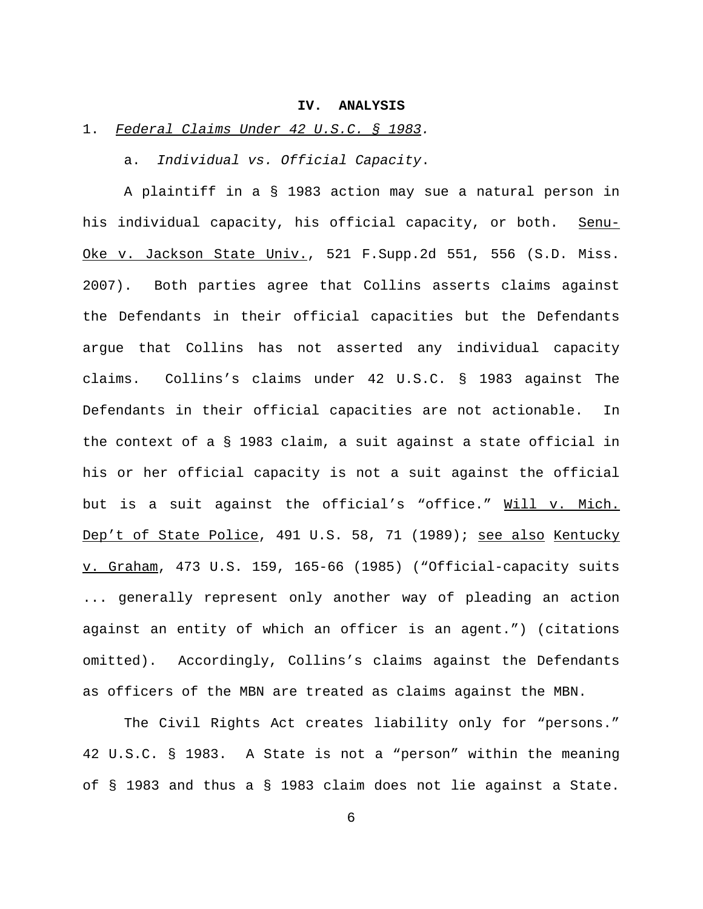## IV. ANALYSIS

1. *Federal Claims Under 42 U.S.C. § 1983.*

a. *Individual vs. Official Capacity*.

A plaintiff in a § 1983 action may sue a natural person in his individual capacity, his official capacity, or both. Senu-Oke v. Jackson State Univ., 521 F.Supp.2d 551, 556 (S.D. Miss. 2007). Both parties agree that Collins asserts claims against the Defendants in their official capacities but the Defendants argue that Collins has not asserted any individual capacity claims. Collins's claims under 42 U.S.C. § 1983 against The Defendants in their official capacities are not actionable. In the context of a § 1983 claim, a suit against a state official in his or her official capacity is not a suit against the official but is a suit against the official's "office." Will v. Mich. Dep't of State Police, 491 U.S. 58, 71 (1989); see also Kentucky v. Graham, 473 U.S. 159, 165-66 (1985) ("Official-capacity suits ... generally represent only another way of pleading an action against an entity of which an officer is an agent.") (citations omitted). Accordingly, Collins's claims against the Defendants as officers of the MBN are treated as claims against the MBN.

The Civil Rights Act creates liability only for "persons." 42 U.S.C. § 1983. A State is not a "person" within the meaning of § 1983 and thus a § 1983 claim does not lie against a State.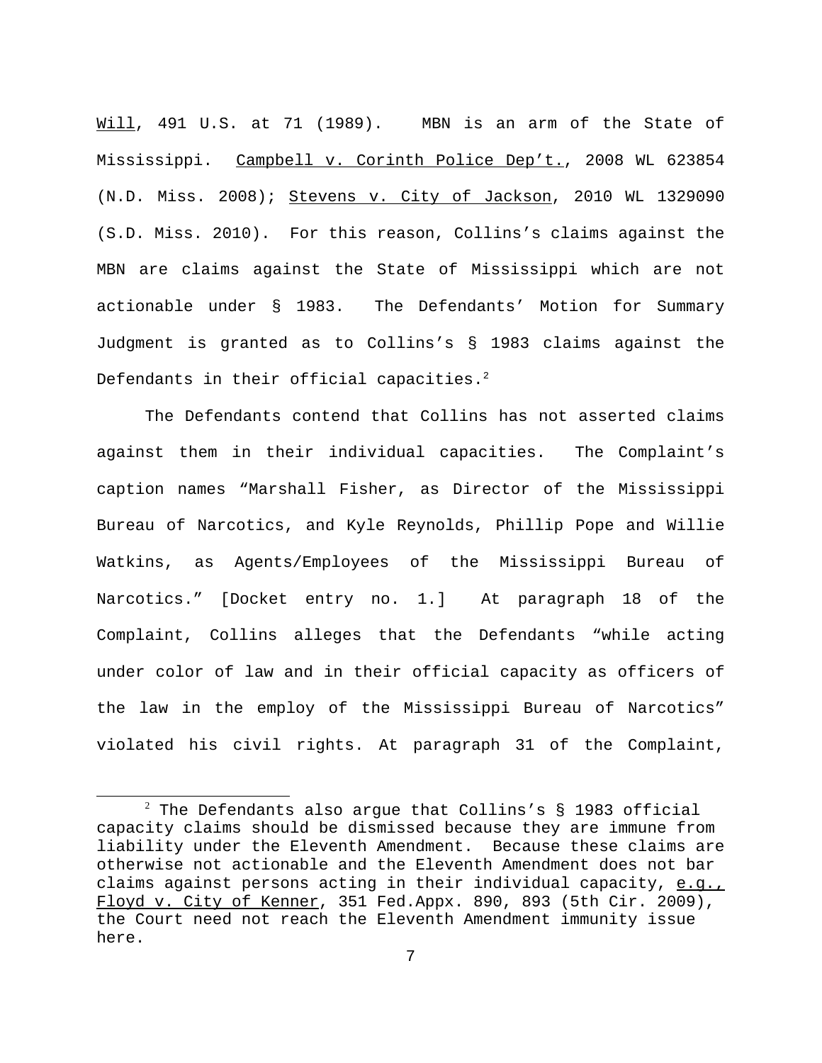Will, 491 U.S. at 71 (1989). MBN is an arm of the State of Mississippi. Campbell v. Corinth Police Dep't., 2008 WL 623854 (N.D. Miss. 2008); Stevens v. City of Jackson, 2010 WL 1329090 (S.D. Miss. 2010). For this reason, Collins's claims against the MBN are claims against the State of Mississippi which are not actionable under § 1983. The Defendants' Motion for Summary Judgment is granted as to Collins's § 1983 claims against the Defendants in their official capacities.[2]

The Defendants contend that Collins has not asserted claims against them in their individual capacities. The Complaint's caption names "Marshall Fisher, as Director of the Mississippi Bureau of Narcotics, and Kyle Reynolds, Phillip Pope and Willie Watkins, as Agents/Employees of the Mississippi Bureau of Narcotics." [Docket entry no. 1.] At paragraph 18 of the Complaint, Collins alleges that the Defendants "while acting under color of law and in their official capacity as officers of the law in the employ of the Mississippi Bureau of Narcotics" violated his civil rights. At paragraph 31 of the Complaint,

[2] The Defendants also argue that Collins's § 1983 official capacity claims should be dismissed because they are immune from liability under the Eleventh Amendment. Because these claims are otherwise not actionable and the Eleventh Amendment does not bar claims against persons acting in their individual capacity, e.g., Floyd v. City of Kenner, 351 Fed.Appx. 890, 893 (5th Cir. 2009), the Court need not reach the Eleventh Amendment immunity issue here.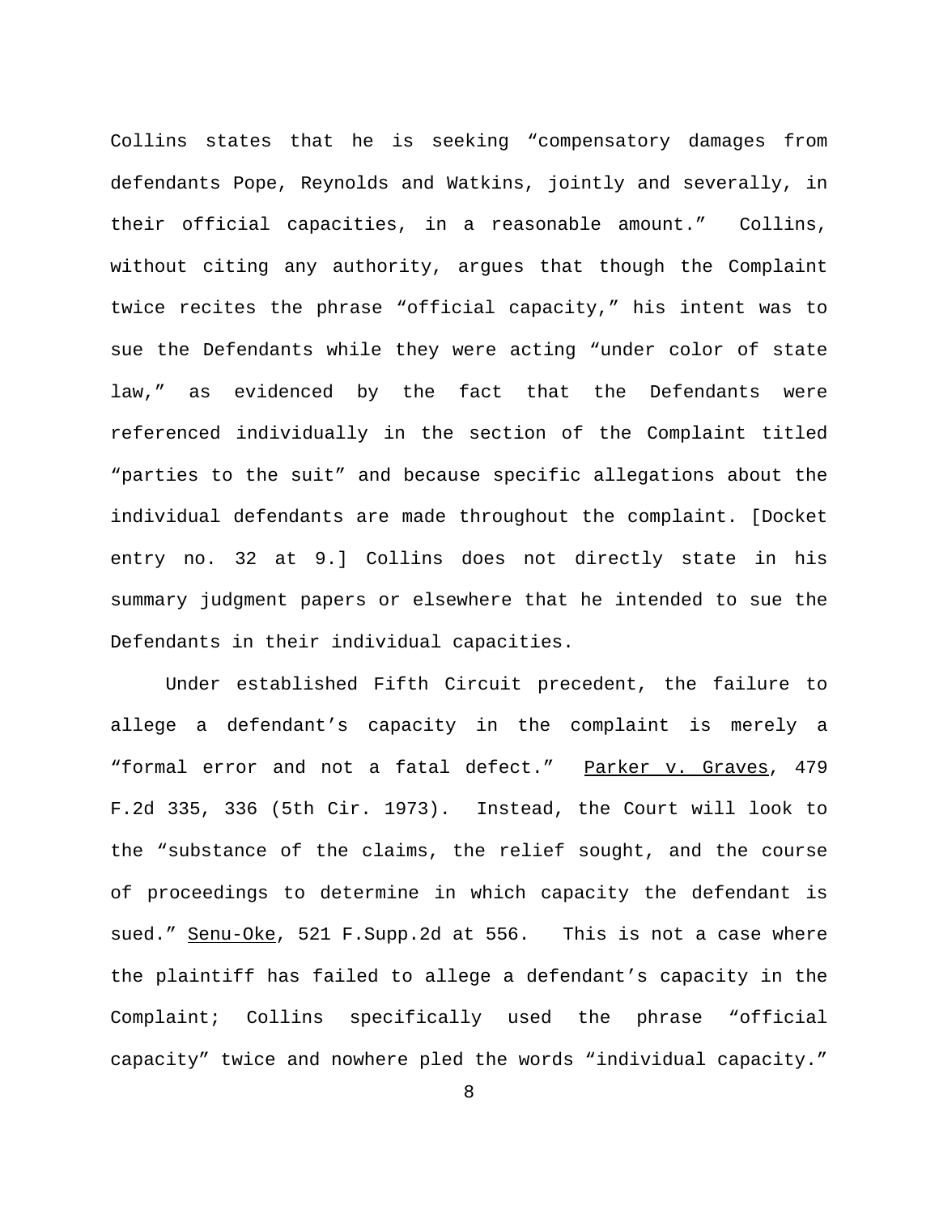Collins states that he is seeking "compensatory damages from defendants Pope, Reynolds and Watkins, jointly and severally, in their official capacities, in a reasonable amount." Collins, without citing any authority, argues that though the Complaint twice recites the phrase "official capacity," his intent was to sue the Defendants while they were acting "under color of state law," as evidenced by the fact that the Defendants were referenced individually in the section of the Complaint titled "parties to the suit" and because specific allegations about the individual defendants are made throughout the complaint. [Docket entry no. 32 at 9.] Collins does not directly state in his summary judgment papers or elsewhere that he intended to sue the Defendants in their individual capacities.

Under established Fifth Circuit precedent, the failure to allege a defendant's capacity in the complaint is merely a "formal error and not a fatal defect." Parker v. Graves, 479 F.2d 335, 336 (5th Cir. 1973). Instead, the Court will look to the "substance of the claims, the relief sought, and the course of proceedings to determine in which capacity the defendant is sued." Senu-Oke, 521 F.Supp.2d at 556. This is not a case where the plaintiff has failed to allege a defendant's capacity in the Complaint; Collins specifically used the phrase "official capacity" twice and nowhere pled the words "individual capacity."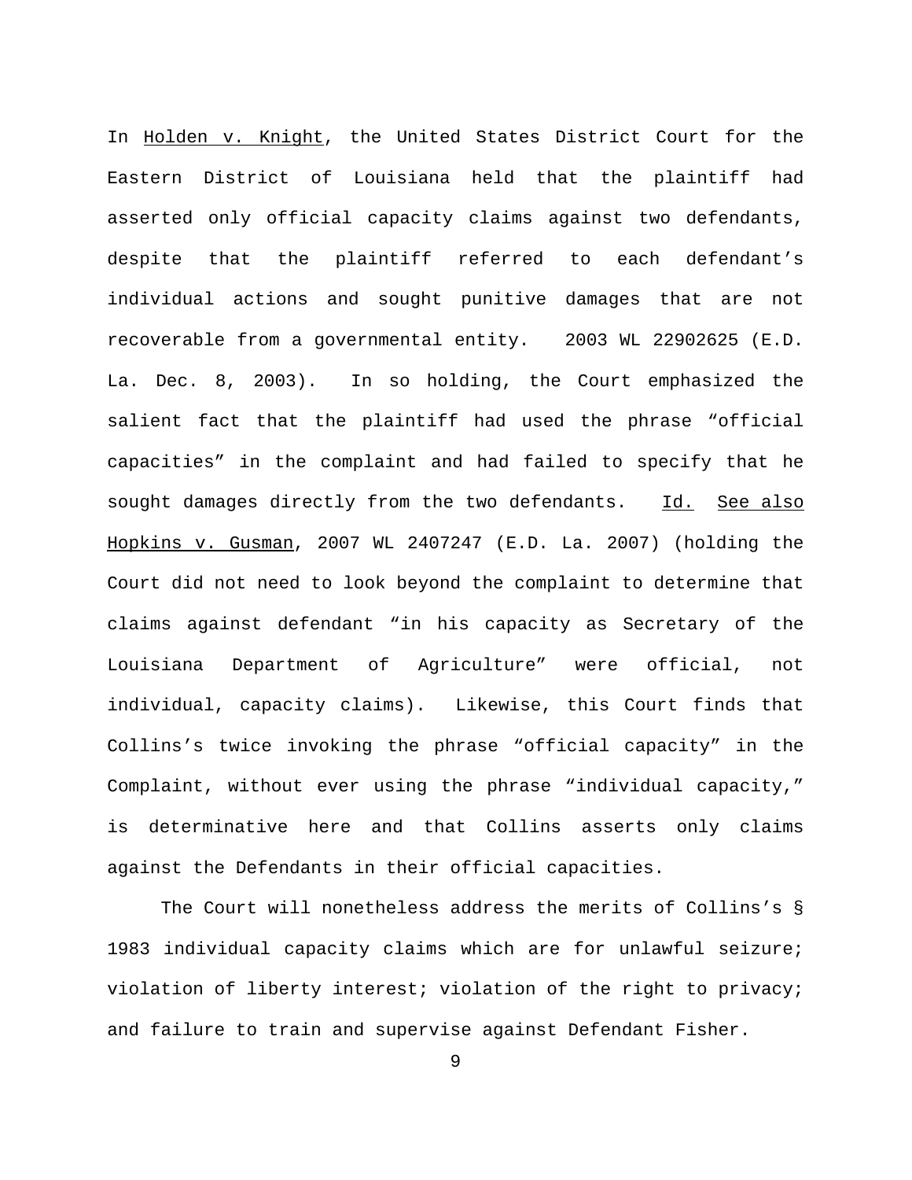In _Holden v. Knight_, the United States District Court for the Eastern District of Louisiana held that the plaintiff had asserted only official capacity claims against two defendants, despite that the plaintiff referred to each defendant's individual actions and sought punitive damages that are not recoverable from a governmental entity. 2003 WL 22902625 (E.D. La. Dec. 8, 2003). In so holding, the Court emphasized the salient fact that the plaintiff had used the phrase "official capacities" in the complaint and had failed to specify that he sought damages directly from the two defendants. _Id._ _See also_ _Hopkins v. Gusman_, 2007 WL 2407247 (E.D. La. 2007) (holding the Court did not need to look beyond the complaint to determine that claims against defendant "in his capacity as Secretary of the Louisiana Department of Agriculture" were official, not individual, capacity claims). Likewise, this Court finds that Collins's twice invoking the phrase "official capacity" in the Complaint, without ever using the phrase "individual capacity," is determinative here and that Collins asserts only claims against the Defendants in their official capacities.

The Court will nonetheless address the merits of Collins's § 1983 individual capacity claims which are for unlawful seizure; violation of liberty interest; violation of the right to privacy; and failure to train and supervise against Defendant Fisher.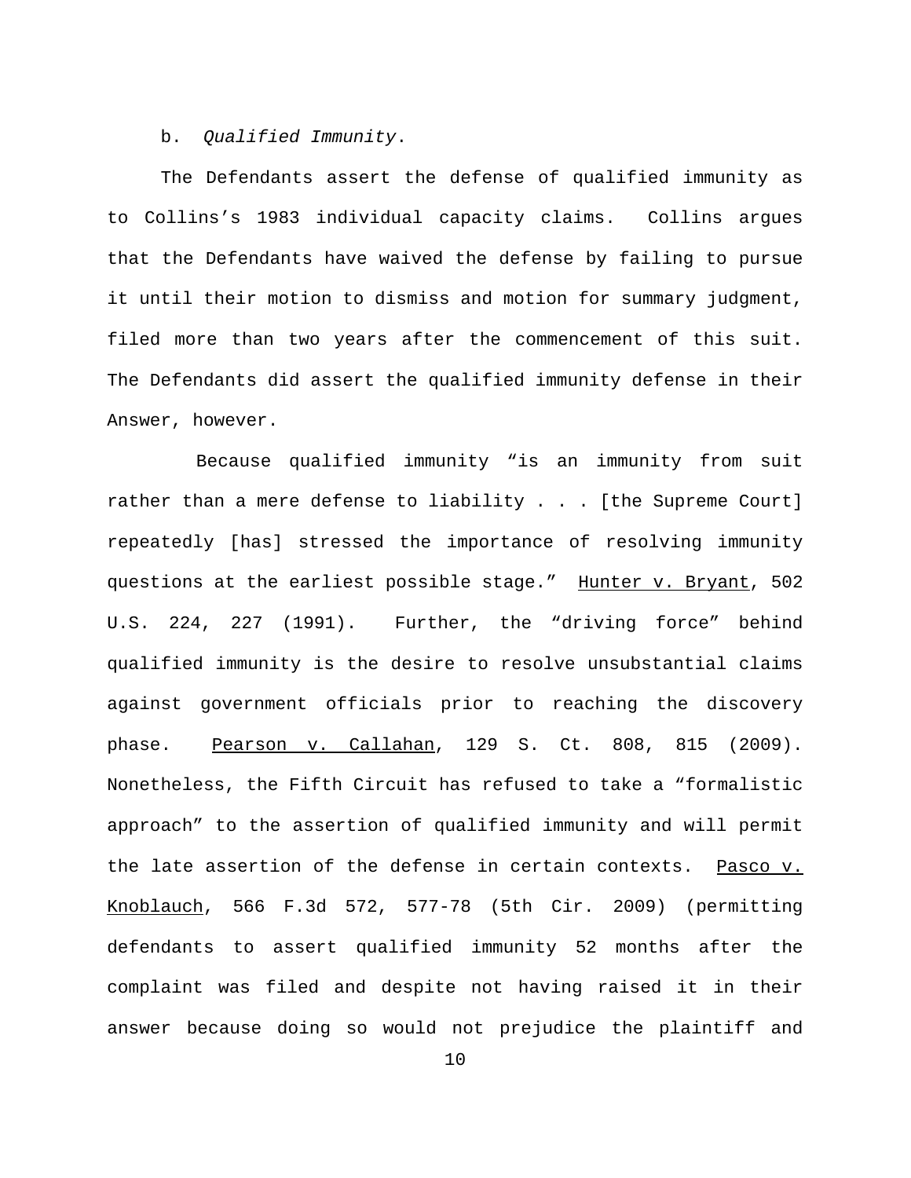b. *Qualified Immunity*.

The Defendants assert the defense of qualified immunity as to Collins's 1983 individual capacity claims. Collins argues that the Defendants have waived the defense by failing to pursue it until their motion to dismiss and motion for summary judgment, filed more than two years after the commencement of this suit. The Defendants did assert the qualified immunity defense in their Answer, however.

Because qualified immunity "is an immunity from suit rather than a mere defense to liability . . . [the Supreme Court] repeatedly [has] stressed the importance of resolving immunity questions at the earliest possible stage." Hunter v. Bryant, 502 U.S. 224, 227 (1991). Further, the "driving force" behind qualified immunity is the desire to resolve unsubstantial claims against government officials prior to reaching the discovery phase. Pearson v. Callahan, 129 S. Ct. 808, 815 (2009). Nonetheless, the Fifth Circuit has refused to take a "formalistic approach" to the assertion of qualified immunity and will permit the late assertion of the defense in certain contexts. Pasco v. Knoblauch, 566 F.3d 572, 577-78 (5th Cir. 2009) (permitting defendants to assert qualified immunity 52 months after the complaint was filed and despite not having raised it in their answer because doing so would not prejudice the plaintiff and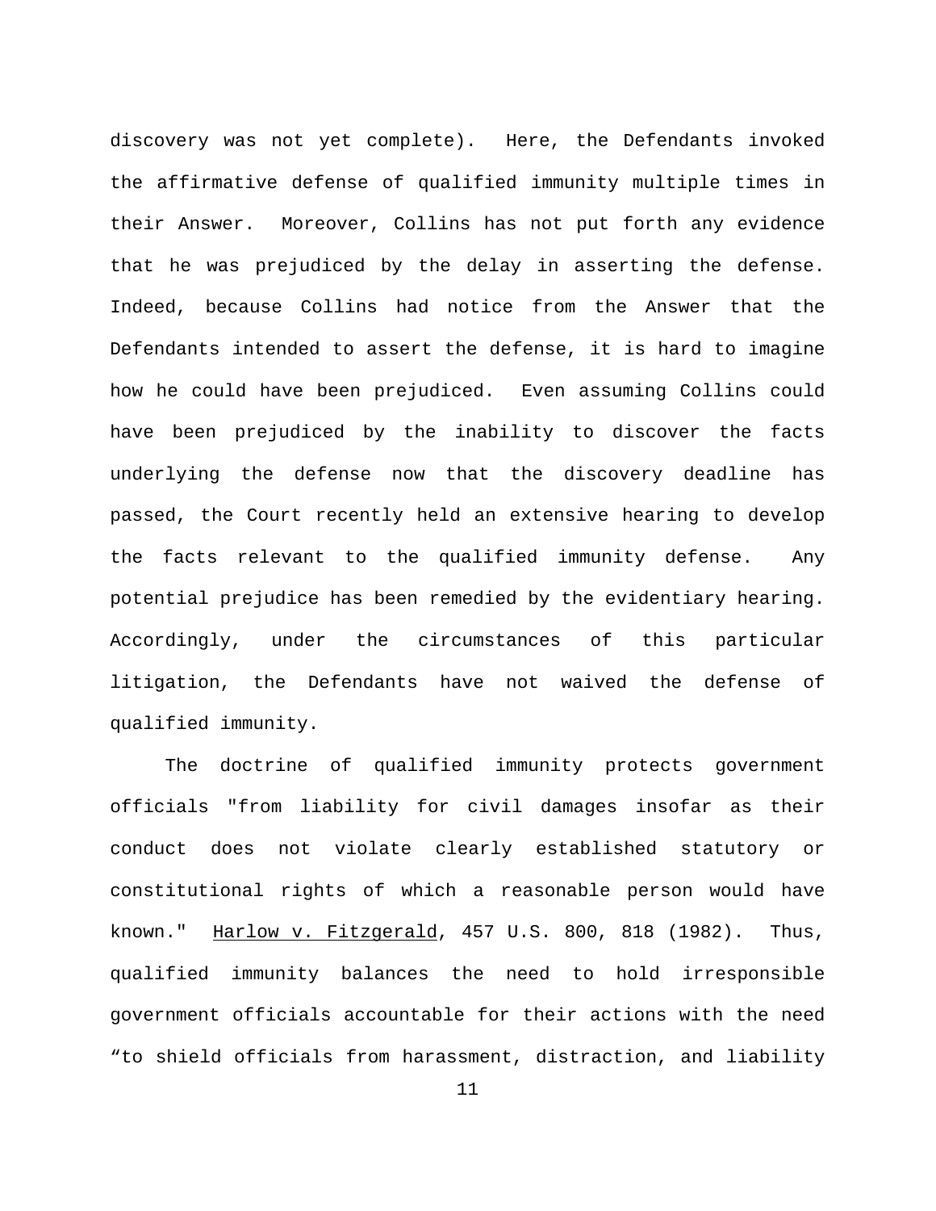discovery was not yet complete). Here, the Defendants invoked the affirmative defense of qualified immunity multiple times in their Answer. Moreover, Collins has not put forth any evidence that he was prejudiced by the delay in asserting the defense. Indeed, because Collins had notice from the Answer that the Defendants intended to assert the defense, it is hard to imagine how he could have been prejudiced. Even assuming Collins could have been prejudiced by the inability to discover the facts underlying the defense now that the discovery deadline has passed, the Court recently held an extensive hearing to develop the facts relevant to the qualified immunity defense. Any potential prejudice has been remedied by the evidentiary hearing. Accordingly, under the circumstances of this particular litigation, the Defendants have not waived the defense of qualified immunity.

The doctrine of qualified immunity protects government officials "from liability for civil damages insofar as their conduct does not violate clearly established statutory or constitutional rights of which a reasonable person would have known." Harlow v. Fitzgerald, 457 U.S. 800, 818 (1982). Thus, qualified immunity balances the need to hold irresponsible government officials accountable for their actions with the need "to shield officials from harassment, distraction, and liability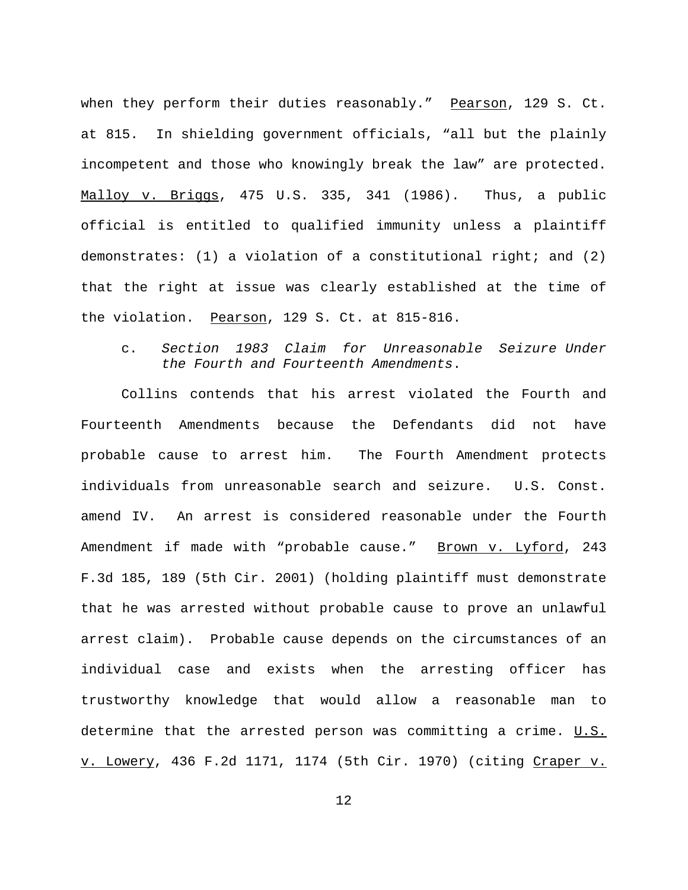when they perform their duties reasonably." Pearson, 129 S. Ct. at 815. In shielding government officials, "all but the plainly incompetent and those who knowingly break the law" are protected. Malloy v. Briggs, 475 U.S. 335, 341 (1986). Thus, a public official is entitled to qualified immunity unless a plaintiff demonstrates: (1) a violation of a constitutional right; and (2) that the right at issue was clearly established at the time of the violation. Pearson, 129 S. Ct. at 815-816.

c. *Section 1983 Claim for Unreasonable Seizure Under the Fourth and Fourteenth Amendments*.

Collins contends that his arrest violated the Fourth and Fourteenth Amendments because the Defendants did not have probable cause to arrest him. The Fourth Amendment protects individuals from unreasonable search and seizure. U.S. Const. amend IV. An arrest is considered reasonable under the Fourth Amendment if made with "probable cause." Brown v. Lyford, 243 F.3d 185, 189 (5th Cir. 2001) (holding plaintiff must demonstrate that he was arrested without probable cause to prove an unlawful arrest claim). Probable cause depends on the circumstances of an individual case and exists when the arresting officer has trustworthy knowledge that would allow a reasonable man to determine that the arrested person was committing a crime. U.S. v. Lowery, 436 F.2d 1171, 1174 (5th Cir. 1970) (citing Craper v.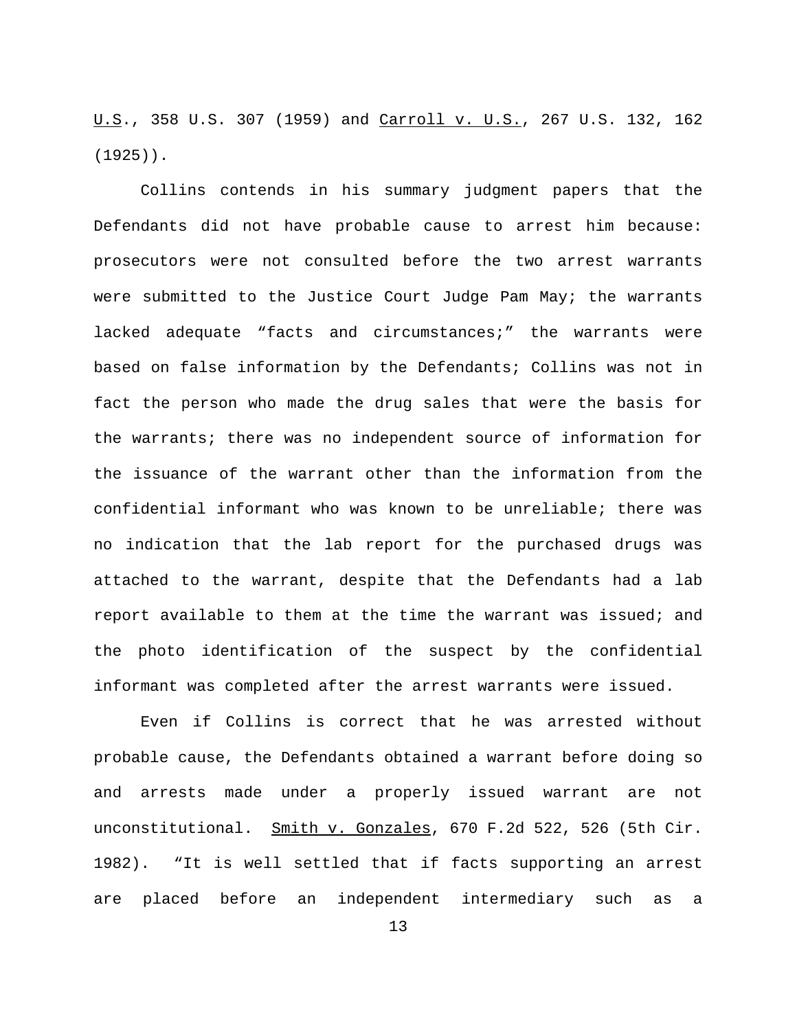U.S., 358 U.S. 307 (1959) and Carroll v. U.S., 267 U.S. 132, 162 (1925)).

Collins contends in his summary judgment papers that the Defendants did not have probable cause to arrest him because: prosecutors were not consulted before the two arrest warrants were submitted to the Justice Court Judge Pam May; the warrants lacked adequate "facts and circumstances;" the warrants were based on false information by the Defendants; Collins was not in fact the person who made the drug sales that were the basis for the warrants; there was no independent source of information for the issuance of the warrant other than the information from the confidential informant who was known to be unreliable; there was no indication that the lab report for the purchased drugs was attached to the warrant, despite that the Defendants had a lab report available to them at the time the warrant was issued; and the photo identification of the suspect by the confidential informant was completed after the arrest warrants were issued.

Even if Collins is correct that he was arrested without probable cause, the Defendants obtained a warrant before doing so and arrests made under a properly issued warrant are not unconstitutional. Smith v. Gonzales, 670 F.2d 522, 526 (5th Cir. 1982). "It is well settled that if facts supporting an arrest are placed before an independent intermediary such as a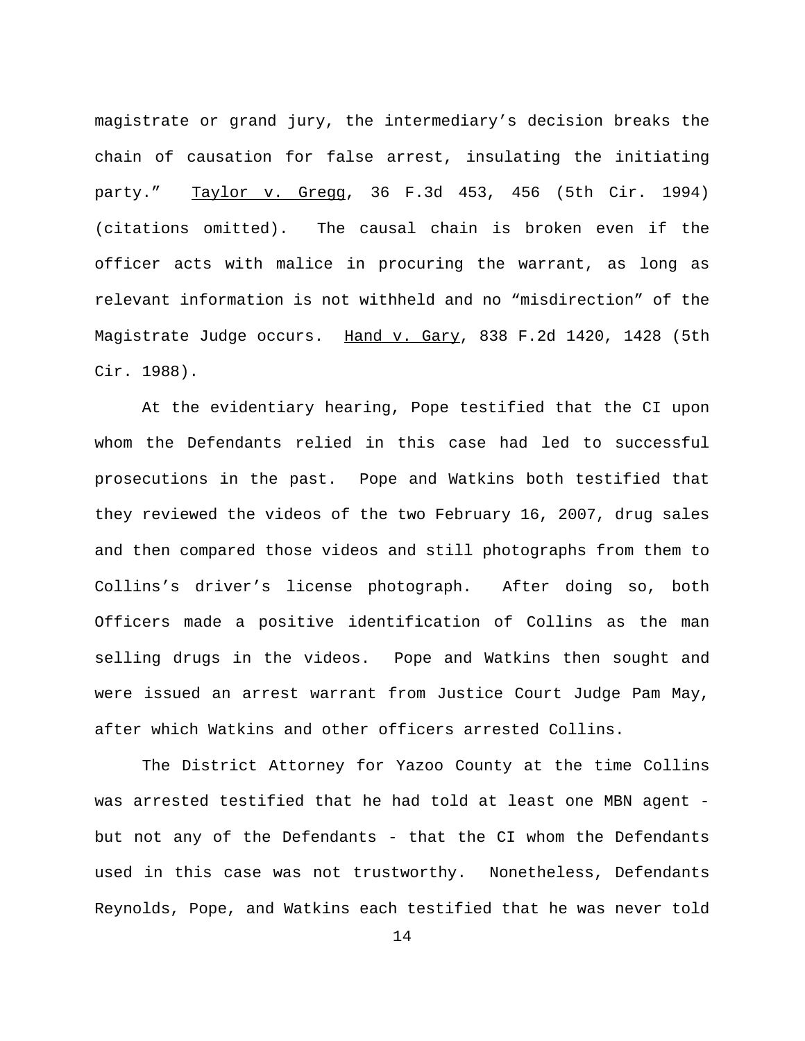magistrate or grand jury, the intermediary's decision breaks the chain of causation for false arrest, insulating the initiating party." Taylor v. Gregg, 36 F.3d 453, 456 (5th Cir. 1994) (citations omitted). The causal chain is broken even if the officer acts with malice in procuring the warrant, as long as relevant information is not withheld and no "misdirection" of the Magistrate Judge occurs. Hand v. Gary, 838 F.2d 1420, 1428 (5th Cir. 1988).

At the evidentiary hearing, Pope testified that the CI upon whom the Defendants relied in this case had led to successful prosecutions in the past. Pope and Watkins both testified that they reviewed the videos of the two February 16, 2007, drug sales and then compared those videos and still photographs from them to Collins's driver's license photograph. After doing so, both Officers made a positive identification of Collins as the man selling drugs in the videos. Pope and Watkins then sought and were issued an arrest warrant from Justice Court Judge Pam May, after which Watkins and other officers arrested Collins.

The District Attorney for Yazoo County at the time Collins was arrested testified that he had told at least one MBN agent - but not any of the Defendants - that the CI whom the Defendants used in this case was not trustworthy. Nonetheless, Defendants Reynolds, Pope, and Watkins each testified that he was never told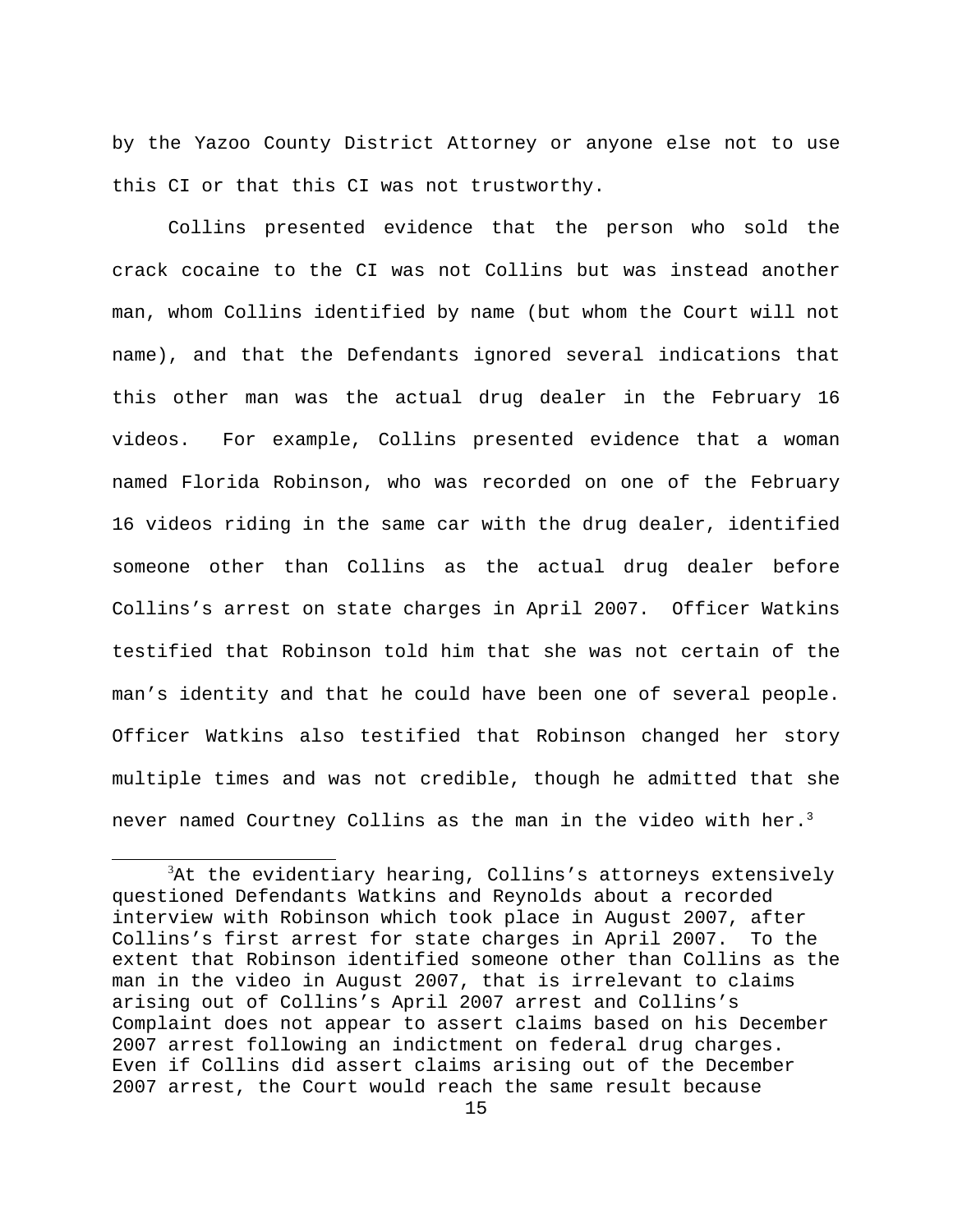by the Yazoo County District Attorney or anyone else not to use this CI or that this CI was not trustworthy.

Collins presented evidence that the person who sold the crack cocaine to the CI was not Collins but was instead another man, whom Collins identified by name (but whom the Court will not name), and that the Defendants ignored several indications that this other man was the actual drug dealer in the February 16 videos. For example, Collins presented evidence that a woman named Florida Robinson, who was recorded on one of the February 16 videos riding in the same car with the drug dealer, identified someone other than Collins as the actual drug dealer before Collins's arrest on state charges in April 2007. Officer Watkins testified that Robinson told him that she was not certain of the man's identity and that he could have been one of several people. Officer Watkins also testified that Robinson changed her story multiple times and was not credible, though he admitted that she never named Courtney Collins as the man in the video with her.[3]

---

[3]At the evidentiary hearing, Collins's attorneys extensively questioned Defendants Watkins and Reynolds about a recorded interview with Robinson which took place in August 2007, after Collins's first arrest for state charges in April 2007. To the extent that Robinson identified someone other than Collins as the man in the video in August 2007, that is irrelevant to claims arising out of Collins's April 2007 arrest and Collins's Complaint does not appear to assert claims based on his December 2007 arrest following an indictment on federal drug charges. Even if Collins did assert claims arising out of the December 2007 arrest, the Court would reach the same result because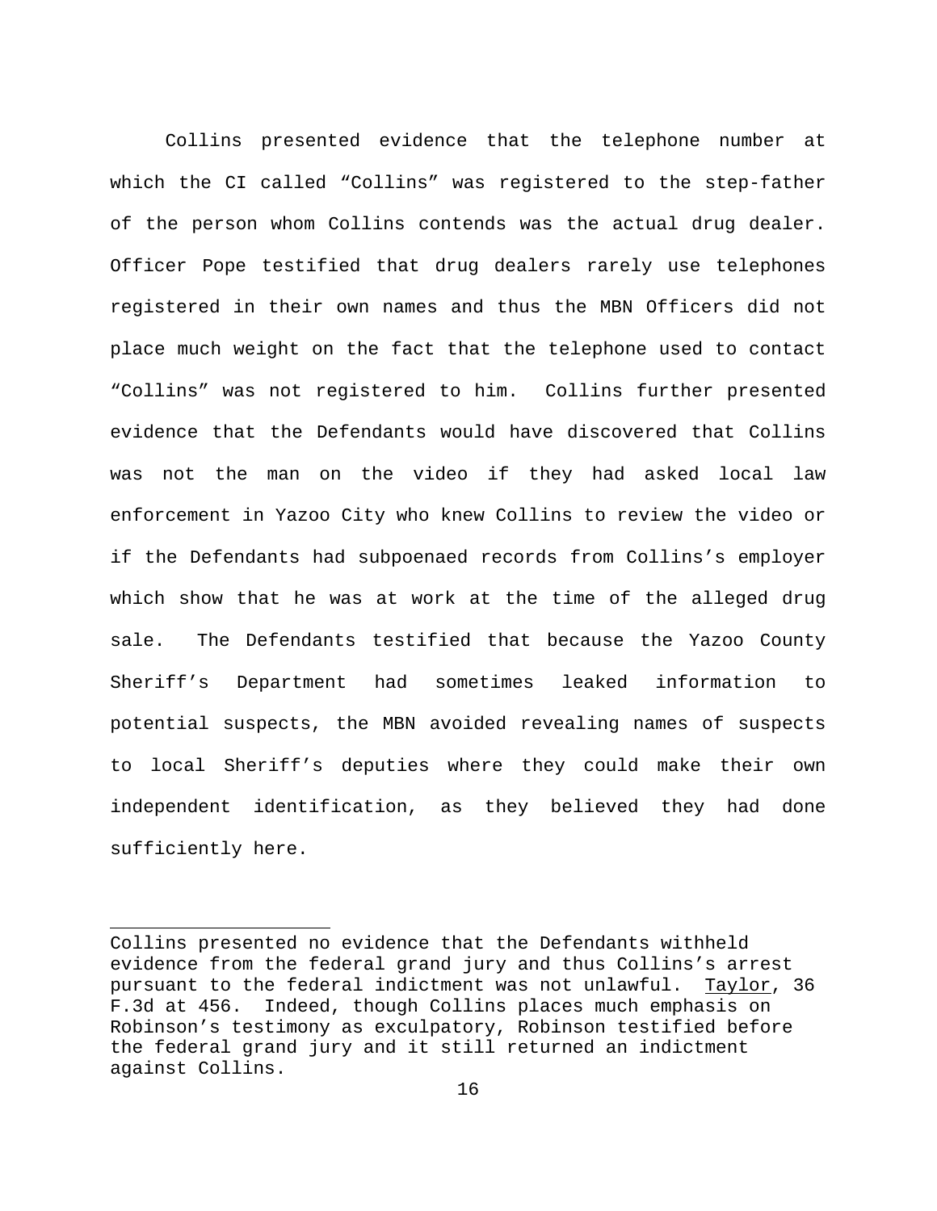Collins presented evidence that the telephone number at which the CI called "Collins" was registered to the step-father of the person whom Collins contends was the actual drug dealer. Officer Pope testified that drug dealers rarely use telephones registered in their own names and thus the MBN Officers did not place much weight on the fact that the telephone used to contact "Collins" was not registered to him. Collins further presented evidence that the Defendants would have discovered that Collins was not the man on the video if they had asked local law enforcement in Yazoo City who knew Collins to review the video or if the Defendants had subpoenaed records from Collins's employer which show that he was at work at the time of the alleged drug sale. The Defendants testified that because the Yazoo County Sheriff's Department had sometimes leaked information to potential suspects, the MBN avoided revealing names of suspects to local Sheriff's deputies where they could make their own independent identification, as they believed they had done sufficiently here.

---

Collins presented no evidence that the Defendants withheld evidence from the federal grand jury and thus Collins's arrest pursuant to the federal indictment was not unlawful. Taylor, 36 F.3d at 456. Indeed, though Collins places much emphasis on Robinson's testimony as exculpatory, Robinson testified before the federal grand jury and it still returned an indictment against Collins.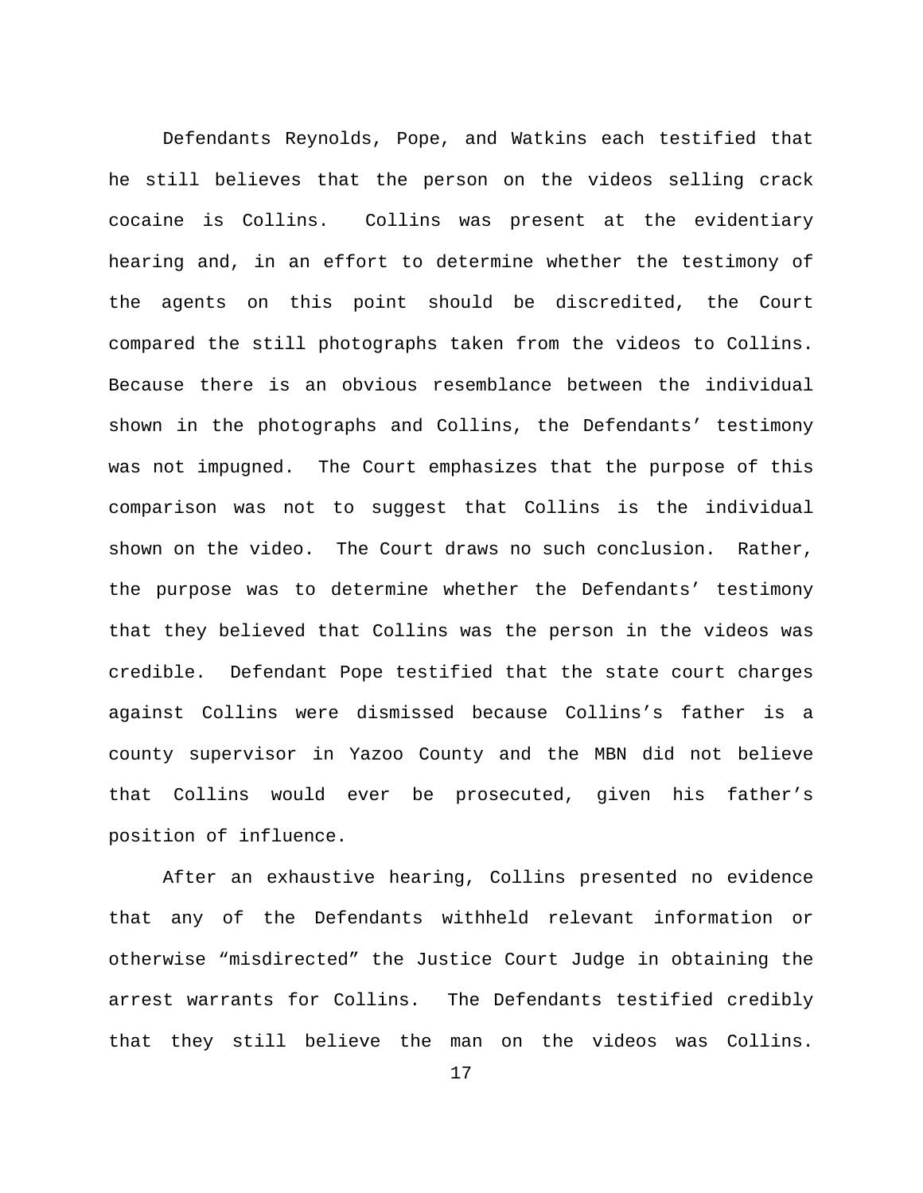Defendants Reynolds, Pope, and Watkins each testified that he still believes that the person on the videos selling crack cocaine is Collins. Collins was present at the evidentiary hearing and, in an effort to determine whether the testimony of the agents on this point should be discredited, the Court compared the still photographs taken from the videos to Collins. Because there is an obvious resemblance between the individual shown in the photographs and Collins, the Defendants' testimony was not impugned. The Court emphasizes that the purpose of this comparison was not to suggest that Collins is the individual shown on the video. The Court draws no such conclusion. Rather, the purpose was to determine whether the Defendants' testimony that they believed that Collins was the person in the videos was credible. Defendant Pope testified that the state court charges against Collins were dismissed because Collins's father is a county supervisor in Yazoo County and the MBN did not believe that Collins would ever be prosecuted, given his father's position of influence.

After an exhaustive hearing, Collins presented no evidence that any of the Defendants withheld relevant information or otherwise "misdirected" the Justice Court Judge in obtaining the arrest warrants for Collins. The Defendants testified credibly that they still believe the man on the videos was Collins.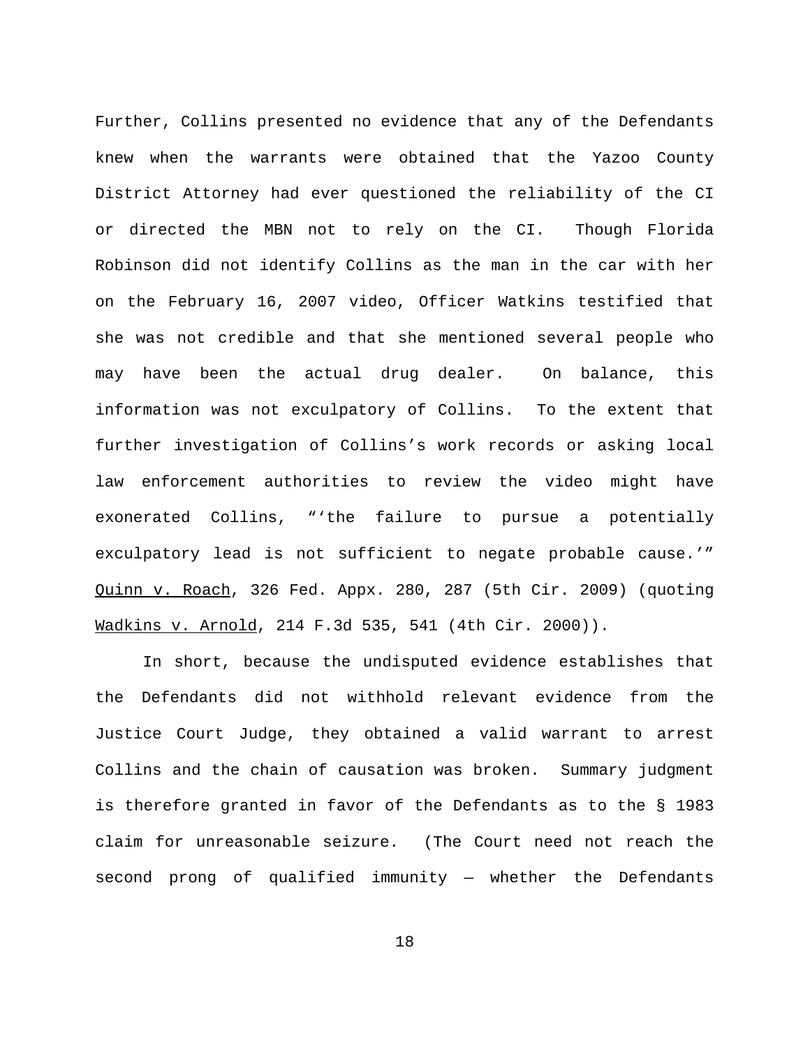Further, Collins presented no evidence that any of the Defendants knew when the warrants were obtained that the Yazoo County District Attorney had ever questioned the reliability of the CI or directed the MBN not to rely on the CI. Though Florida Robinson did not identify Collins as the man in the car with her on the February 16, 2007 video, Officer Watkins testified that she was not credible and that she mentioned several people who may have been the actual drug dealer. On balance, this information was not exculpatory of Collins. To the extent that further investigation of Collins's work records or asking local law enforcement authorities to review the video might have exonerated Collins, "'the failure to pursue a potentially exculpatory lead is not sufficient to negate probable cause.'" Quinn v. Roach, 326 Fed. Appx. 280, 287 (5th Cir. 2009) (quoting Wadkins v. Arnold, 214 F.3d 535, 541 (4th Cir. 2000)).

In short, because the undisputed evidence establishes that the Defendants did not withhold relevant evidence from the Justice Court Judge, they obtained a valid warrant to arrest Collins and the chain of causation was broken. Summary judgment is therefore granted in favor of the Defendants as to the § 1983 claim for unreasonable seizure. (The Court need not reach the second prong of qualified immunity — whether the Defendants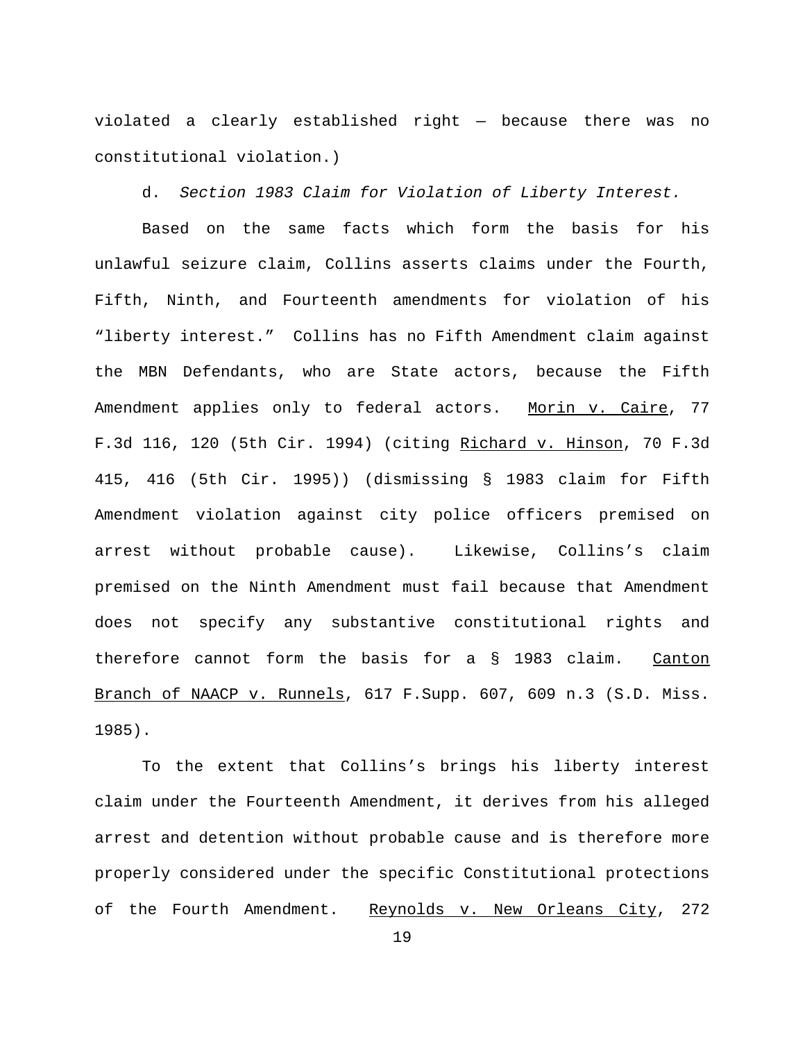violated a clearly established right — because there was no constitutional violation.)

d. *Section 1983 Claim for Violation of Liberty Interest.*

Based on the same facts which form the basis for his unlawful seizure claim, Collins asserts claims under the Fourth, Fifth, Ninth, and Fourteenth amendments for violation of his "liberty interest." Collins has no Fifth Amendment claim against the MBN Defendants, who are State actors, because the Fifth Amendment applies only to federal actors. Morin v. Caire, 77 F.3d 116, 120 (5th Cir. 1994) (citing Richard v. Hinson, 70 F.3d 415, 416 (5th Cir. 1995)) (dismissing § 1983 claim for Fifth Amendment violation against city police officers premised on arrest without probable cause). Likewise, Collins's claim premised on the Ninth Amendment must fail because that Amendment does not specify any substantive constitutional rights and therefore cannot form the basis for a § 1983 claim. Canton Branch of NAACP v. Runnels, 617 F.Supp. 607, 609 n.3 (S.D. Miss. 1985).

To the extent that Collins's brings his liberty interest claim under the Fourteenth Amendment, it derives from his alleged arrest and detention without probable cause and is therefore more properly considered under the specific Constitutional protections of the Fourth Amendment. Reynolds v. New Orleans City, 272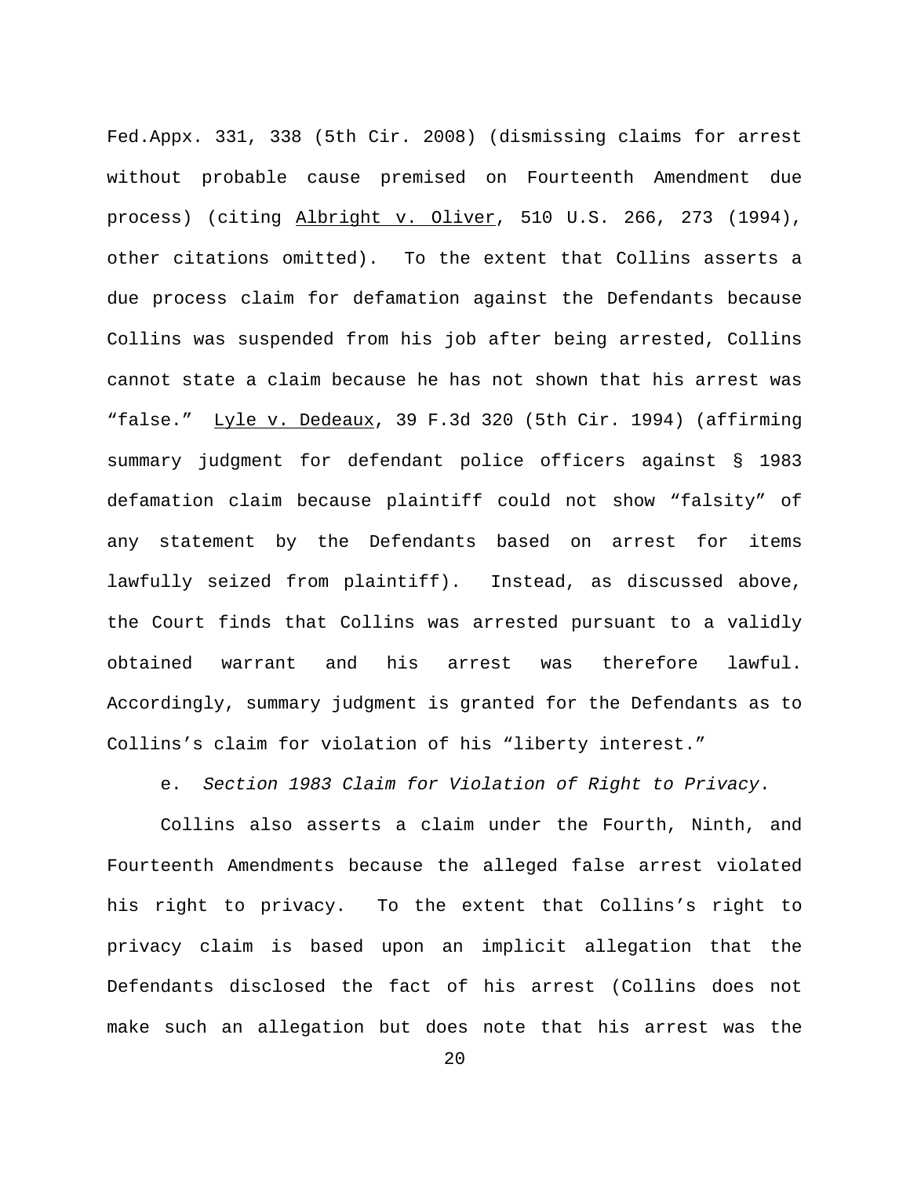Fed.Appx. 331, 338 (5th Cir. 2008) (dismissing claims for arrest without probable cause premised on Fourteenth Amendment due process) (citing Albright v. Oliver, 510 U.S. 266, 273 (1994), other citations omitted). To the extent that Collins asserts a due process claim for defamation against the Defendants because Collins was suspended from his job after being arrested, Collins cannot state a claim because he has not shown that his arrest was "false." Lyle v. Dedeaux, 39 F.3d 320 (5th Cir. 1994) (affirming summary judgment for defendant police officers against § 1983 defamation claim because plaintiff could not show "falsity" of any statement by the Defendants based on arrest for items lawfully seized from plaintiff). Instead, as discussed above, the Court finds that Collins was arrested pursuant to a validly obtained warrant and his arrest was therefore lawful. Accordingly, summary judgment is granted for the Defendants as to Collins's claim for violation of his "liberty interest."

e. *Section 1983 Claim for Violation of Right to Privacy*.

Collins also asserts a claim under the Fourth, Ninth, and Fourteenth Amendments because the alleged false arrest violated his right to privacy. To the extent that Collins's right to privacy claim is based upon an implicit allegation that the Defendants disclosed the fact of his arrest (Collins does not make such an allegation but does note that his arrest was the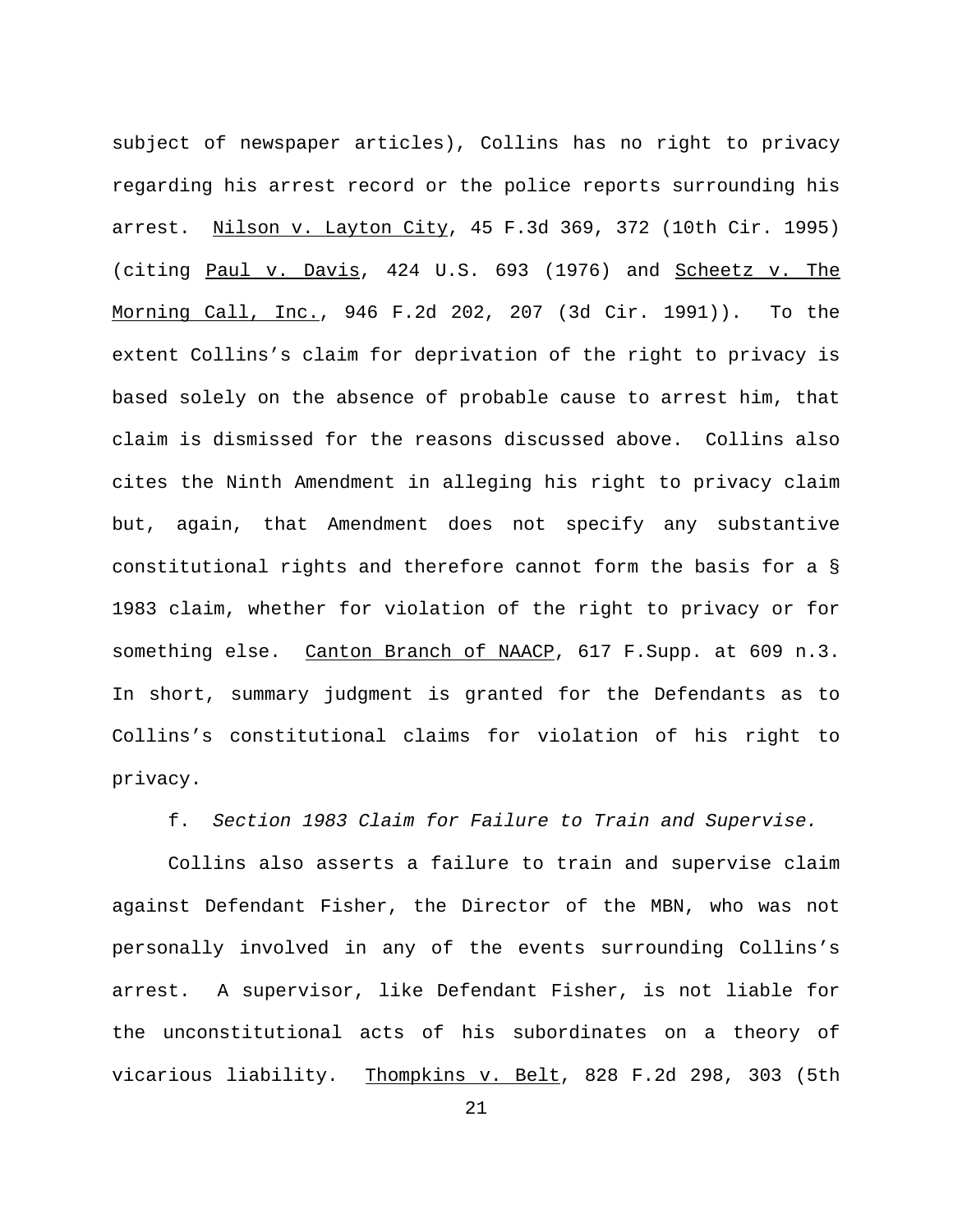subject of newspaper articles), Collins has no right to privacy regarding his arrest record or the police reports surrounding his arrest. Nilson v. Layton City, 45 F.3d 369, 372 (10th Cir. 1995) (citing Paul v. Davis, 424 U.S. 693 (1976) and Scheetz v. The Morning Call, Inc., 946 F.2d 202, 207 (3d Cir. 1991)). To the extent Collins's claim for deprivation of the right to privacy is based solely on the absence of probable cause to arrest him, that claim is dismissed for the reasons discussed above. Collins also cites the Ninth Amendment in alleging his right to privacy claim but, again, that Amendment does not specify any substantive constitutional rights and therefore cannot form the basis for a § 1983 claim, whether for violation of the right to privacy or for something else. Canton Branch of NAACP, 617 F.Supp. at 609 n.3. In short, summary judgment is granted for the Defendants as to Collins's constitutional claims for violation of his right to privacy.

f. *Section 1983 Claim for Failure to Train and Supervise.*

Collins also asserts a failure to train and supervise claim against Defendant Fisher, the Director of the MBN, who was not personally involved in any of the events surrounding Collins's arrest. A supervisor, like Defendant Fisher, is not liable for the unconstitutional acts of his subordinates on a theory of vicarious liability. Thompkins v. Belt, 828 F.2d 298, 303 (5th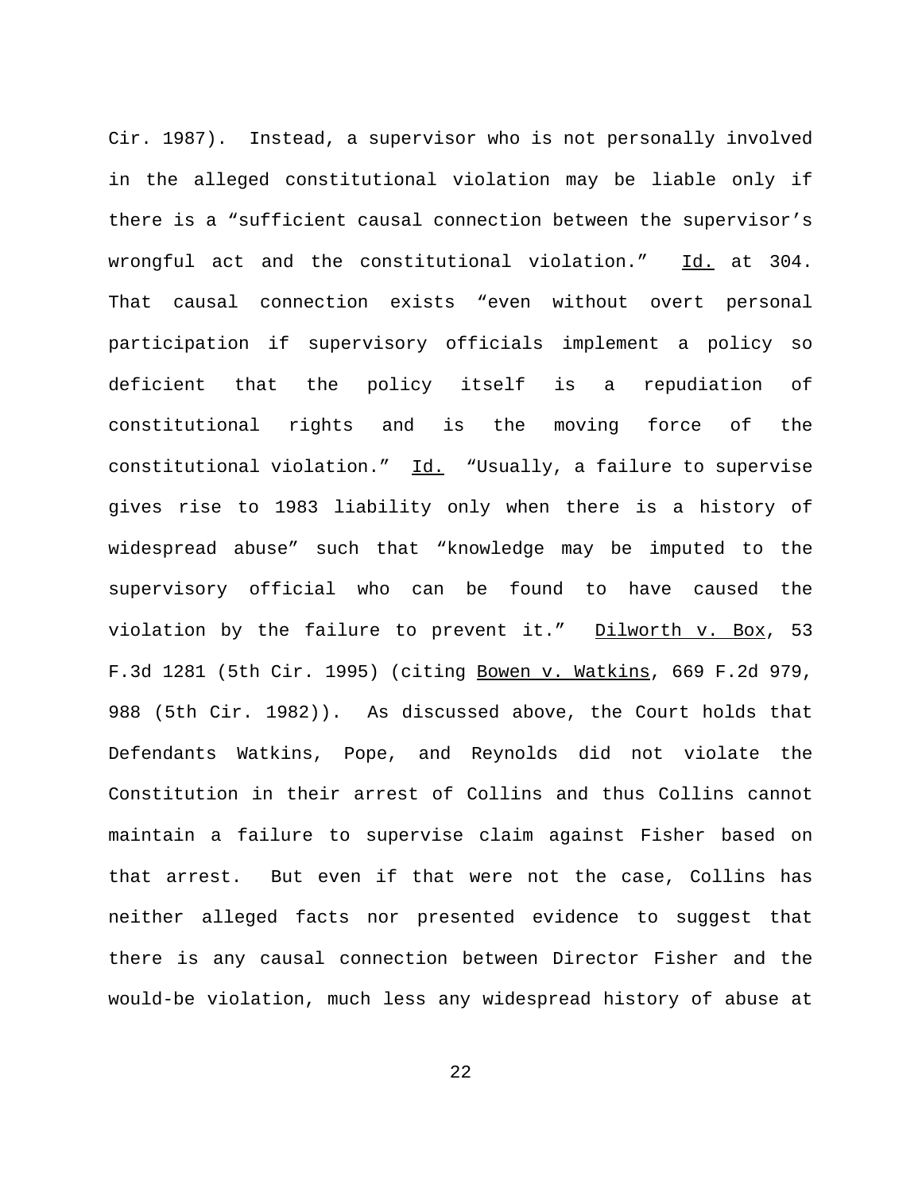Cir. 1987). Instead, a supervisor who is not personally involved in the alleged constitutional violation may be liable only if there is a "sufficient causal connection between the supervisor's wrongful act and the constitutional violation." Id. at 304. That causal connection exists "even without overt personal participation if supervisory officials implement a policy so deficient that the policy itself is a repudiation of constitutional rights and is the moving force of the constitutional violation." Id. "Usually, a failure to supervise gives rise to 1983 liability only when there is a history of widespread abuse" such that "knowledge may be imputed to the supervisory official who can be found to have caused the violation by the failure to prevent it." Dilworth v. Box, 53 F.3d 1281 (5th Cir. 1995) (citing Bowen v. Watkins, 669 F.2d 979, 988 (5th Cir. 1982)). As discussed above, the Court holds that Defendants Watkins, Pope, and Reynolds did not violate the Constitution in their arrest of Collins and thus Collins cannot maintain a failure to supervise claim against Fisher based on that arrest. But even if that were not the case, Collins has neither alleged facts nor presented evidence to suggest that there is any causal connection between Director Fisher and the would-be violation, much less any widespread history of abuse at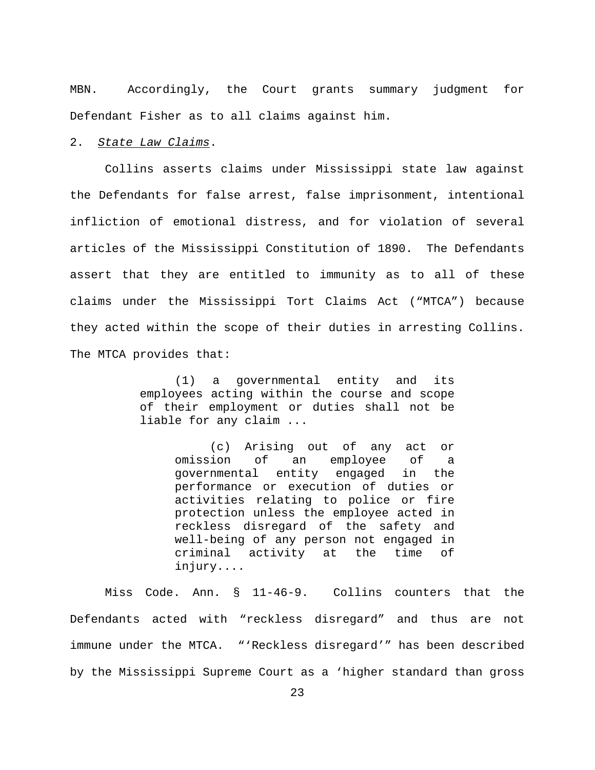MBN. Accordingly, the Court grants summary judgment for Defendant Fisher as to all claims against him.

2. *State Law Claims*.

Collins asserts claims under Mississippi state law against the Defendants for false arrest, false imprisonment, intentional infliction of emotional distress, and for violation of several articles of the Mississippi Constitution of 1890. The Defendants assert that they are entitled to immunity as to all of these claims under the Mississippi Tort Claims Act ("MTCA") because they acted within the scope of their duties in arresting Collins. The MTCA provides that:

> (1) a governmental entity and its employees acting within the course and scope of their employment or duties shall not be liable for any claim ...
>
> > (c) Arising out of any act or omission of an employee of a governmental entity engaged in the performance or execution of duties or activities relating to police or fire protection unless the employee acted in reckless disregard of the safety and well-being of any person not engaged in criminal activity at the time of injury....

Miss Code. Ann. § 11-46-9. Collins counters that the Defendants acted with "reckless disregard" and thus are not immune under the MTCA. "'Reckless disregard'" has been described by the Mississippi Supreme Court as a 'higher standard than gross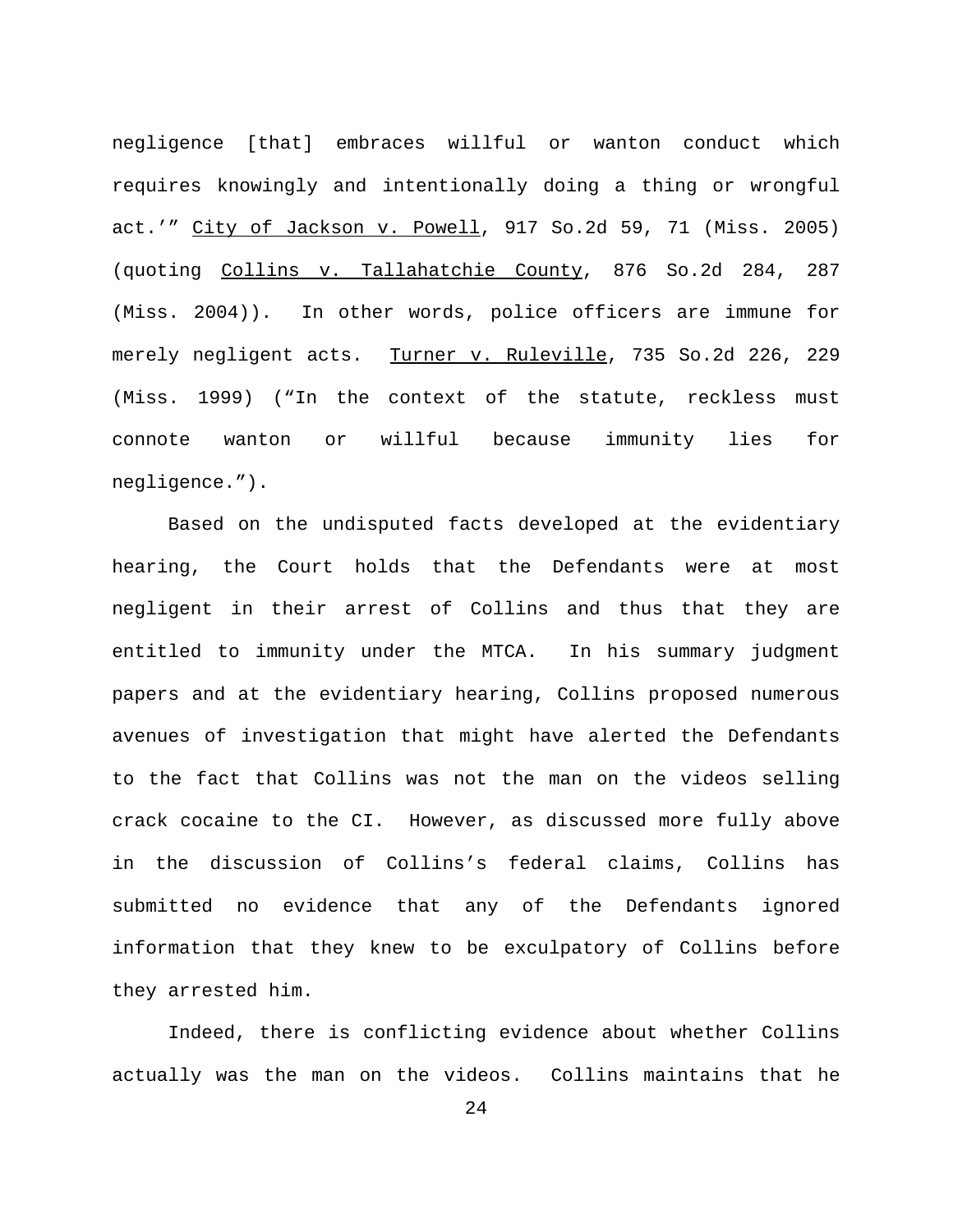negligence [that] embraces willful or wanton conduct which requires knowingly and intentionally doing a thing or wrongful act.'" City of Jackson v. Powell, 917 So.2d 59, 71 (Miss. 2005) (quoting Collins v. Tallahatchie County, 876 So.2d 284, 287 (Miss. 2004)). In other words, police officers are immune for merely negligent acts. Turner v. Ruleville, 735 So.2d 226, 229 (Miss. 1999) ("In the context of the statute, reckless must connote wanton or willful because immunity lies for negligence.").

Based on the undisputed facts developed at the evidentiary hearing, the Court holds that the Defendants were at most negligent in their arrest of Collins and thus that they are entitled to immunity under the MTCA. In his summary judgment papers and at the evidentiary hearing, Collins proposed numerous avenues of investigation that might have alerted the Defendants to the fact that Collins was not the man on the videos selling crack cocaine to the CI. However, as discussed more fully above in the discussion of Collins's federal claims, Collins has submitted no evidence that any of the Defendants ignored information that they knew to be exculpatory of Collins before they arrested him.

Indeed, there is conflicting evidence about whether Collins actually was the man on the videos. Collins maintains that he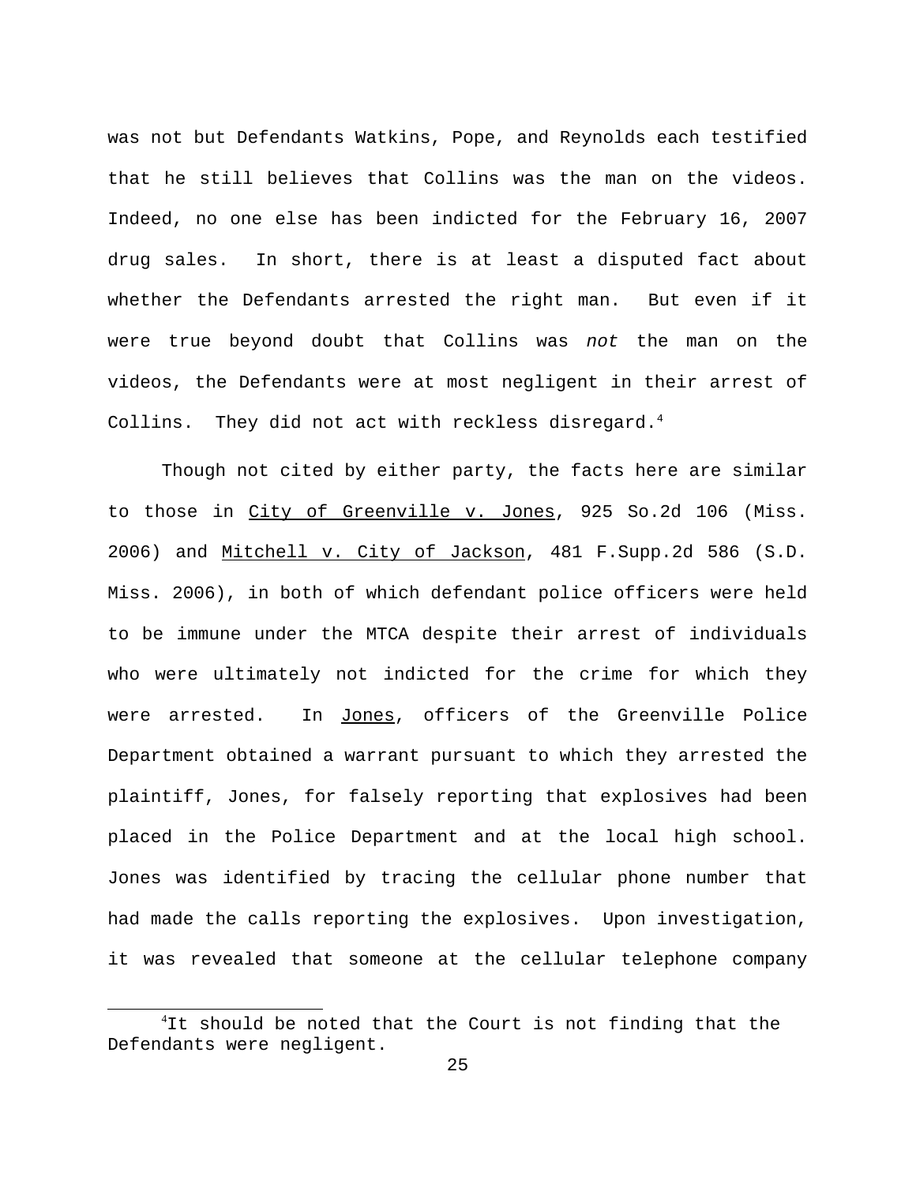was not but Defendants Watkins, Pope, and Reynolds each testified that he still believes that Collins was the man on the videos. Indeed, no one else has been indicted for the February 16, 2007 drug sales. In short, there is at least a disputed fact about whether the Defendants arrested the right man. But even if it were true beyond doubt that Collins was *not* the man on the videos, the Defendants were at most negligent in their arrest of Collins. They did not act with reckless disregard.[4]

Though not cited by either party, the facts here are similar to those in City of Greenville v. Jones, 925 So.2d 106 (Miss. 2006) and Mitchell v. City of Jackson, 481 F.Supp.2d 586 (S.D. Miss. 2006), in both of which defendant police officers were held to be immune under the MTCA despite their arrest of individuals who were ultimately not indicted for the crime for which they were arrested. In Jones, officers of the Greenville Police Department obtained a warrant pursuant to which they arrested the plaintiff, Jones, for falsely reporting that explosives had been placed in the Police Department and at the local high school. Jones was identified by tracing the cellular phone number that had made the calls reporting the explosives. Upon investigation, it was revealed that someone at the cellular telephone company

---

[4] It should be noted that the Court is not finding that the Defendants were negligent.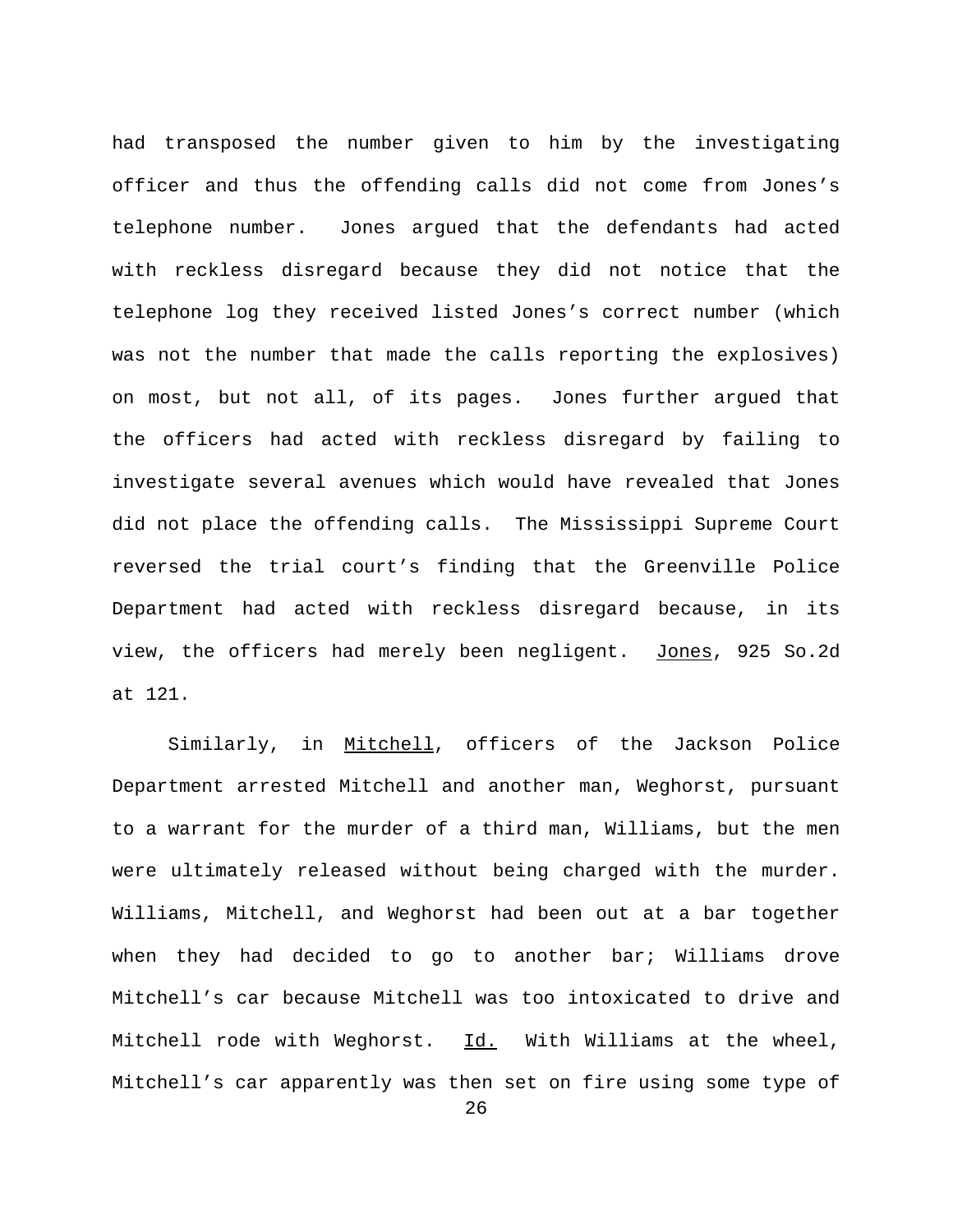had transposed the number given to him by the investigating officer and thus the offending calls did not come from Jones's telephone number. Jones argued that the defendants had acted with reckless disregard because they did not notice that the telephone log they received listed Jones's correct number (which was not the number that made the calls reporting the explosives) on most, but not all, of its pages. Jones further argued that the officers had acted with reckless disregard by failing to investigate several avenues which would have revealed that Jones did not place the offending calls. The Mississippi Supreme Court reversed the trial court's finding that the Greenville Police Department had acted with reckless disregard because, in its view, the officers had merely been negligent. Jones, 925 So.2d at 121.

Similarly, in Mitchell, officers of the Jackson Police Department arrested Mitchell and another man, Weghorst, pursuant to a warrant for the murder of a third man, Williams, but the men were ultimately released without being charged with the murder. Williams, Mitchell, and Weghorst had been out at a bar together when they had decided to go to another bar; Williams drove Mitchell's car because Mitchell was too intoxicated to drive and Mitchell rode with Weghorst. Id. With Williams at the wheel, Mitchell's car apparently was then set on fire using some type of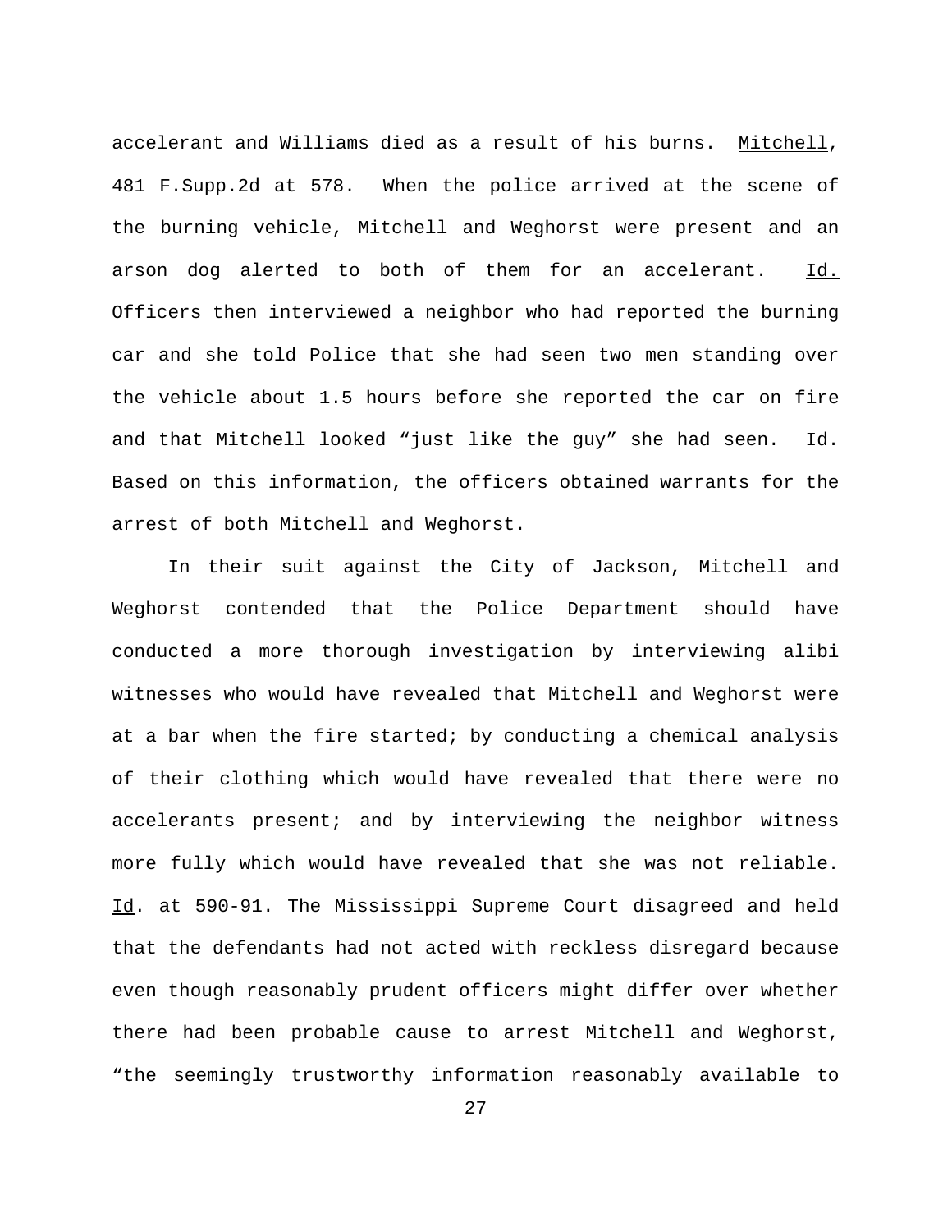accelerant and Williams died as a result of his burns. Mitchell, 481 F.Supp.2d at 578. When the police arrived at the scene of the burning vehicle, Mitchell and Weghorst were present and an arson dog alerted to both of them for an accelerant. Id. Officers then interviewed a neighbor who had reported the burning car and she told Police that she had seen two men standing over the vehicle about 1.5 hours before she reported the car on fire and that Mitchell looked "just like the guy" she had seen. Id. Based on this information, the officers obtained warrants for the arrest of both Mitchell and Weghorst.

In their suit against the City of Jackson, Mitchell and Weghorst contended that the Police Department should have conducted a more thorough investigation by interviewing alibi witnesses who would have revealed that Mitchell and Weghorst were at a bar when the fire started; by conducting a chemical analysis of their clothing which would have revealed that there were no accelerants present; and by interviewing the neighbor witness more fully which would have revealed that she was not reliable. Id. at 590-91. The Mississippi Supreme Court disagreed and held that the defendants had not acted with reckless disregard because even though reasonably prudent officers might differ over whether there had been probable cause to arrest Mitchell and Weghorst, "the seemingly trustworthy information reasonably available to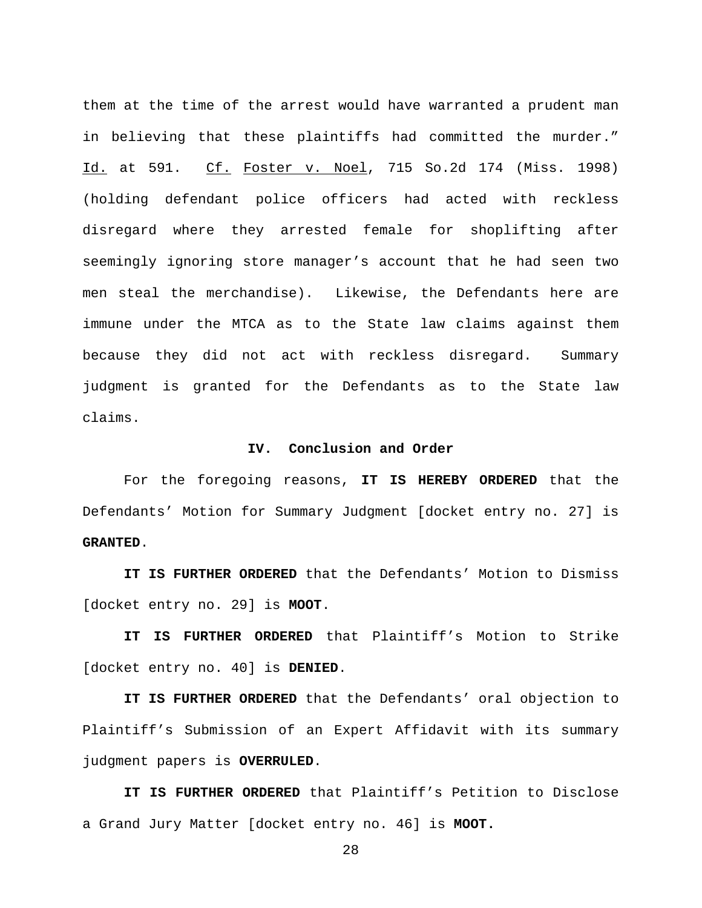them at the time of the arrest would have warranted a prudent man in believing that these plaintiffs had committed the murder." Id. at 591. Cf. Foster v. Noel, 715 So.2d 174 (Miss. 1998) (holding defendant police officers had acted with reckless disregard where they arrested female for shoplifting after seemingly ignoring store manager's account that he had seen two men steal the merchandise). Likewise, the Defendants here are immune under the MTCA as to the State law claims against them because they did not act with reckless disregard. Summary judgment is granted for the Defendants as to the State law claims.

## IV. Conclusion and Order

For the foregoing reasons, **IT IS HEREBY ORDERED** that the Defendants' Motion for Summary Judgment [docket entry no. 27] is **GRANTED**.

**IT IS FURTHER ORDERED** that the Defendants' Motion to Dismiss [docket entry no. 29] is **MOOT**.

**IT IS FURTHER ORDERED** that Plaintiff's Motion to Strike [docket entry no. 40] is **DENIED**.

**IT IS FURTHER ORDERED** that the Defendants' oral objection to Plaintiff's Submission of an Expert Affidavit with its summary judgment papers is **OVERRULED**.

**IT IS FURTHER ORDERED** that Plaintiff's Petition to Disclose a Grand Jury Matter [docket entry no. 46] is **MOOT.**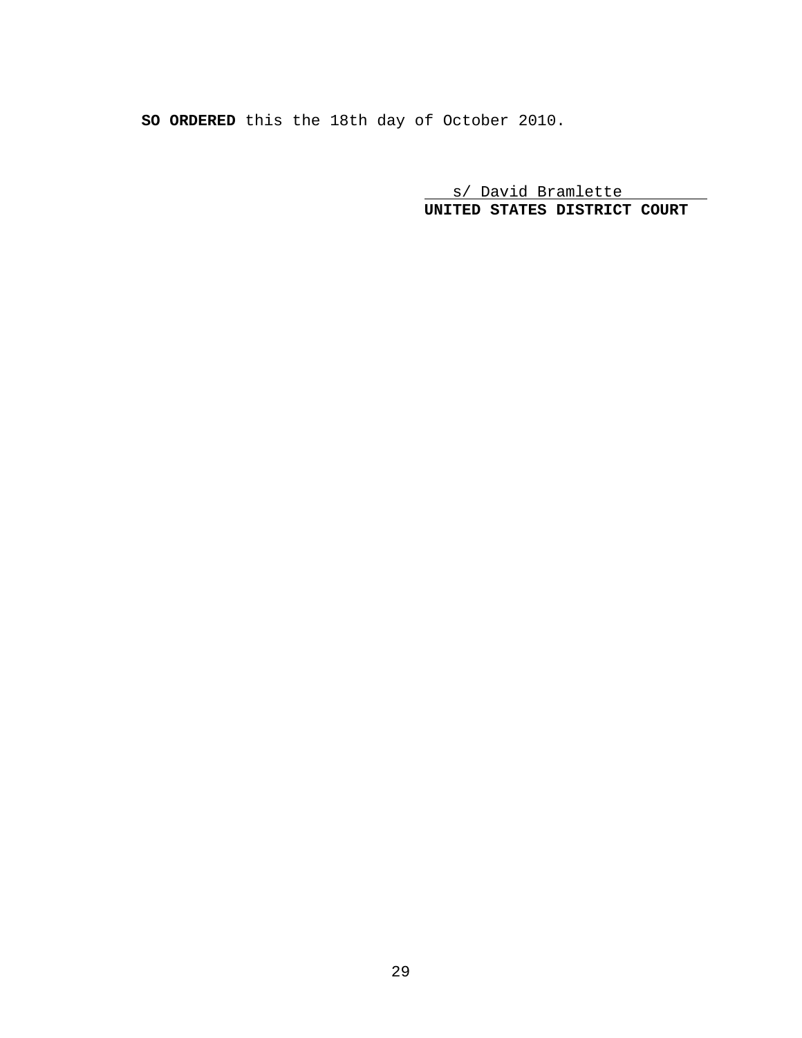**SO ORDERED** this the 18th day of October 2010.

s/ David Bramlette  
**UNITED STATES DISTRICT COURT**